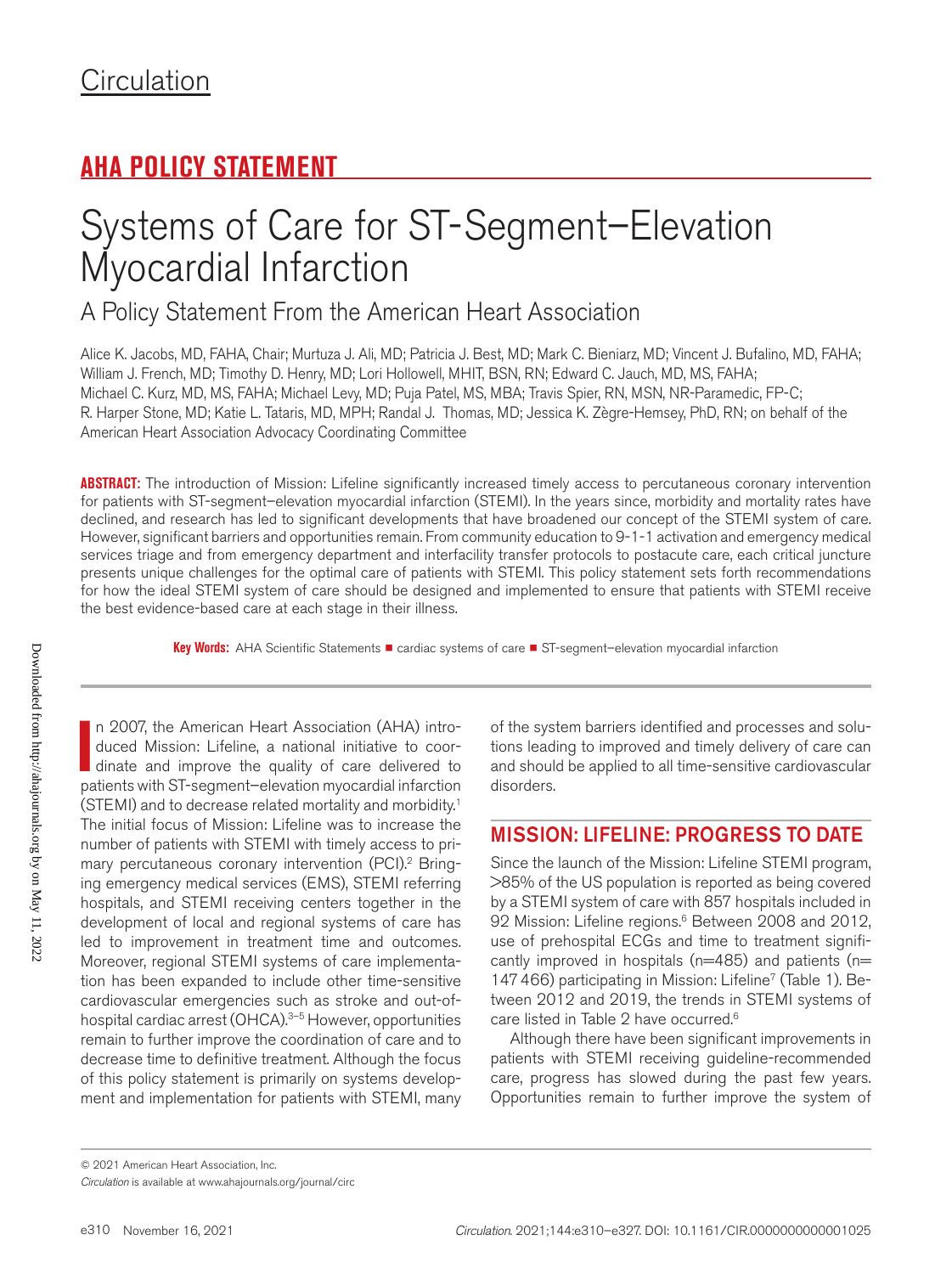# Circulation

## AHA POLICY STATEMENT

# Systems of Care for ST-Segment–Elevation Myocardial Infarction

## A Policy Statement From the American Heart Association

Alice K. Jacobs, MD, FAHA, Chair; Murtuza J. Ali, MD; Patricia J. Best, MD; Mark C. Bieniarz, MD; Vincent J. Bufalino, MD, FAHA; William J. French, MD; Timothy D. Henry, MD; Lori Hollowell, MHIT, BSN, RN; Edward C. Jauch, MD, MS, FAHA; Michael C. Kurz, MD, MS, FAHA; Michael Levy, MD; Puja Patel, MS, MBA; Travis Spier, RN, MSN, NR-Paramedic, FP-C; R. Harper Stone, MD; Katie L. Tataris, MD, MPH; Randal J. Thomas, MD; Jessica K. Zègre-Hemsey, PhD, RN; on behalf of the American Heart Association Advocacy Coordinating Committee

**ABSTRACT:** The introduction of Mission: Lifeline significantly increased timely access to percutaneous coronary intervention for patients with ST-segment–elevation myocardial infarction (STEMI). In the years since, morbidity and mortality rates have declined, and research has led to significant developments that have broadened our concept of the STEMI system of care. However, significant barriers and opportunities remain. From community education to 9-1-1 activation and emergency medical services triage and from emergency department and interfacility transfer protocols to postacute care, each critical juncture presents unique challenges for the optimal care of patients with STEMI. This policy statement sets forth recommendations for how the ideal STEMI system of care should be designed and implemented to ensure that patients with STEMI receive the best evidence-based care at each stage in their illness.

**Key Words:** AHA Scientific Statements ■ cardiac systems of care ■ ST-segment–elevation myocardial infarction

In 2007, the American Heart Association (AHA) introduced Mission: Lifeline, a national initiative to coordinate and improve the quality of care delivered to patients with ST-segment–elevation myocardial infarction (STEMI) and to decrease related mortality and morbidity.[1] The initial focus of Mission: Lifeline was to increase the number of patients with STEMI with timely access to primary percutaneous coronary intervention (PCI).[2] Bringing emergency medical services (EMS), STEMI referring hospitals, and STEMI receiving centers together in the development of local and regional systems of care has led to improvement in treatment time and outcomes. Moreover, regional STEMI systems of care implementation has been expanded to include other time-sensitive cardiovascular emergencies such as stroke and out-of-hospital cardiac arrest (OHCA).[3–5] However, opportunities remain to further improve the coordination of care and to decrease time to definitive treatment. Although the focus of this policy statement is primarily on systems development and implementation for patients with STEMI, many of the system barriers identified and processes and solutions leading to improved and timely delivery of care can and should be applied to all time-sensitive cardiovascular disorders.

## MISSION: LIFELINE: PROGRESS TO DATE

Since the launch of the Mission: Lifeline STEMI program, >85% of the US population is reported as being covered by a STEMI system of care with 857 hospitals included in 92 Mission: Lifeline regions.[6] Between 2008 and 2012, use of prehospital ECGs and time to treatment significantly improved in hospitals (n=485) and patients (n=147 466) participating in Mission: Lifeline[7] (Table 1). Between 2012 and 2019, the trends in STEMI systems of care listed in Table 2 have occurred.[6]

Although there have been significant improvements in patients with STEMI receiving guideline-recommended care, progress has slowed during the past few years. Opportunities remain to further improve the system of

© 2021 American Heart Association, Inc.

*Circulation* is available at www.ahajournals.org/journal/circ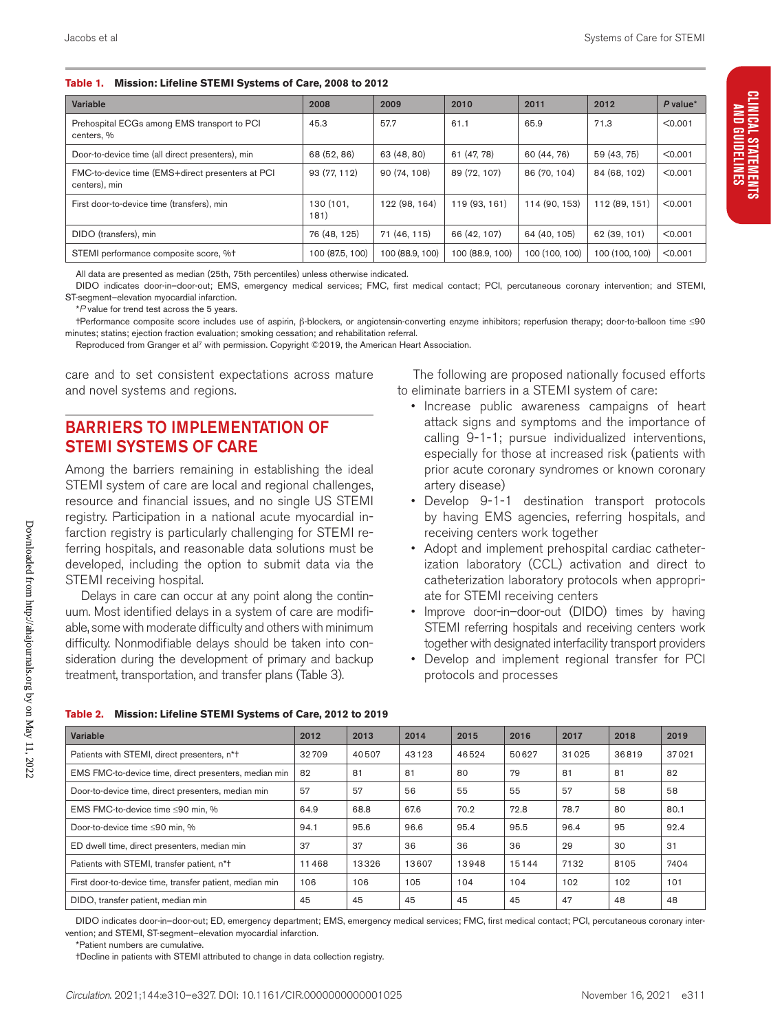**Table 1. Mission: Lifeline STEMI Systems of Care, 2008 to 2012**

| Variable | 2008 | 2009 | 2010 | 2011 | 2012 | *P* value* |
|---|---|---|---|---|---|---|
| Prehospital ECGs among EMS transport to PCI centers, % | 45.3 | 57.7 | 61.1 | 65.9 | 71.3 | <0.001 |
| Door-to-device time (all direct presenters), min | 68 (52, 86) | 63 (48, 80) | 61 (47, 78) | 60 (44, 76) | 59 (43, 75) | <0.001 |
| FMC-to-device time (EMS+direct presenters at PCI centers), min | 93 (77, 112) | 90 (74, 108) | 89 (72, 107) | 86 (70, 104) | 84 (68, 102) | <0.001 |
| First door-to-device time (transfers), min | 130 (101, 181) | 122 (98, 164) | 119 (93, 161) | 114 (90, 153) | 112 (89, 151) | <0.001 |
| DIDO (transfers), min | 76 (48, 125) | 71 (46, 115) | 66 (42, 107) | 64 (40, 105) | 62 (39, 101) | <0.001 |
| STEMI performance composite score, %† | 100 (87.5, 100) | 100 (88.9, 100) | 100 (88.9, 100) | 100 (100, 100) | 100 (100, 100) | <0.001 |

All data are presented as median (25th, 75th percentiles) unless otherwise indicated.

DIDO indicates door-in–door-out; EMS, emergency medical services; FMC, first medical contact; PCI, percutaneous coronary intervention; and STEMI, ST-segment–elevation myocardial infarction.

**P* value for trend test across the 5 years.

†Performance composite score includes use of aspirin, β-blockers, or angiotensin-converting enzyme inhibitors; reperfusion therapy; door-to-balloon time ≤90 minutes; statins; ejection fraction evaluation; smoking cessation; and rehabilitation referral.

Reproduced from Granger et al[7] with permission. Copyright ©2019, the American Heart Association.

care and to set consistent expectations across mature and novel systems and regions.

## BARRIERS TO IMPLEMENTATION OF STEMI SYSTEMS OF CARE

Among the barriers remaining in establishing the ideal STEMI system of care are local and regional challenges, resource and financial issues, and no single US STEMI registry. Participation in a national acute myocardial infarction registry is particularly challenging for STEMI referring hospitals, and reasonable data solutions must be developed, including the option to submit data via the STEMI receiving hospital.

Delays in care can occur at any point along the continuum. Most identified delays in a system of care are modifiable, some with moderate difficulty and others with minimum difficulty. Nonmodifiable delays should be taken into consideration during the development of primary and backup treatment, transportation, and transfer plans (Table 3).

The following are proposed nationally focused efforts to eliminate barriers in a STEMI system of care:

- Increase public awareness campaigns of heart attack signs and symptoms and the importance of calling 9-1-1; pursue individualized interventions, especially for those at increased risk (patients with prior acute coronary syndromes or known coronary artery disease)
- Develop 9-1-1 destination transport protocols by having EMS agencies, referring hospitals, and receiving centers work together
- Adopt and implement prehospital cardiac catheterization laboratory (CCL) activation and direct to catheterization laboratory protocols when appropriate for STEMI receiving centers
- Improve door-in–door-out (DIDO) times by having STEMI referring hospitals and receiving centers work together with designated interfacility transport providers
- Develop and implement regional transfer for PCI protocols and processes

**Table 2. Mission: Lifeline STEMI Systems of Care, 2012 to 2019**

| Variable | 2012 | 2013 | 2014 | 2015 | 2016 | 2017 | 2018 | 2019 |
|---|---|---|---|---|---|---|---|---|
| Patients with STEMI, direct presenters, n*† | 32709 | 40507 | 43123 | 46524 | 50627 | 31025 | 36819 | 37021 |
| EMS FMC-to-device time, direct presenters, median min | 82 | 81 | 81 | 80 | 79 | 81 | 81 | 82 |
| Door-to-device time, direct presenters, median min | 57 | 57 | 56 | 55 | 55 | 57 | 58 | 58 |
| EMS FMC-to-device time ≤90 min, % | 64.9 | 68.8 | 67.6 | 70.2 | 72.8 | 78.7 | 80 | 80.1 |
| Door-to-device time ≤90 min, % | 94.1 | 95.6 | 96.6 | 95.4 | 95.5 | 96.4 | 95 | 92.4 |
| ED dwell time, direct presenters, median min | 37 | 37 | 36 | 36 | 36 | 29 | 30 | 31 |
| Patients with STEMI, transfer patient, n*† | 11468 | 13326 | 13607 | 13948 | 15144 | 7132 | 8105 | 7404 |
| First door-to-device time, transfer patient, median min | 106 | 106 | 105 | 104 | 104 | 102 | 102 | 101 |
| DIDO, transfer patient, median min | 45 | 45 | 45 | 45 | 45 | 47 | 48 | 48 |

DIDO indicates door-in–door-out; ED, emergency department; EMS, emergency medical services; FMC, first medical contact; PCI, percutaneous coronary intervention; and STEMI, ST-segment–elevation myocardial infarction.

*Patient numbers are cumulative.

†Decline in patients with STEMI attributed to change in data collection registry.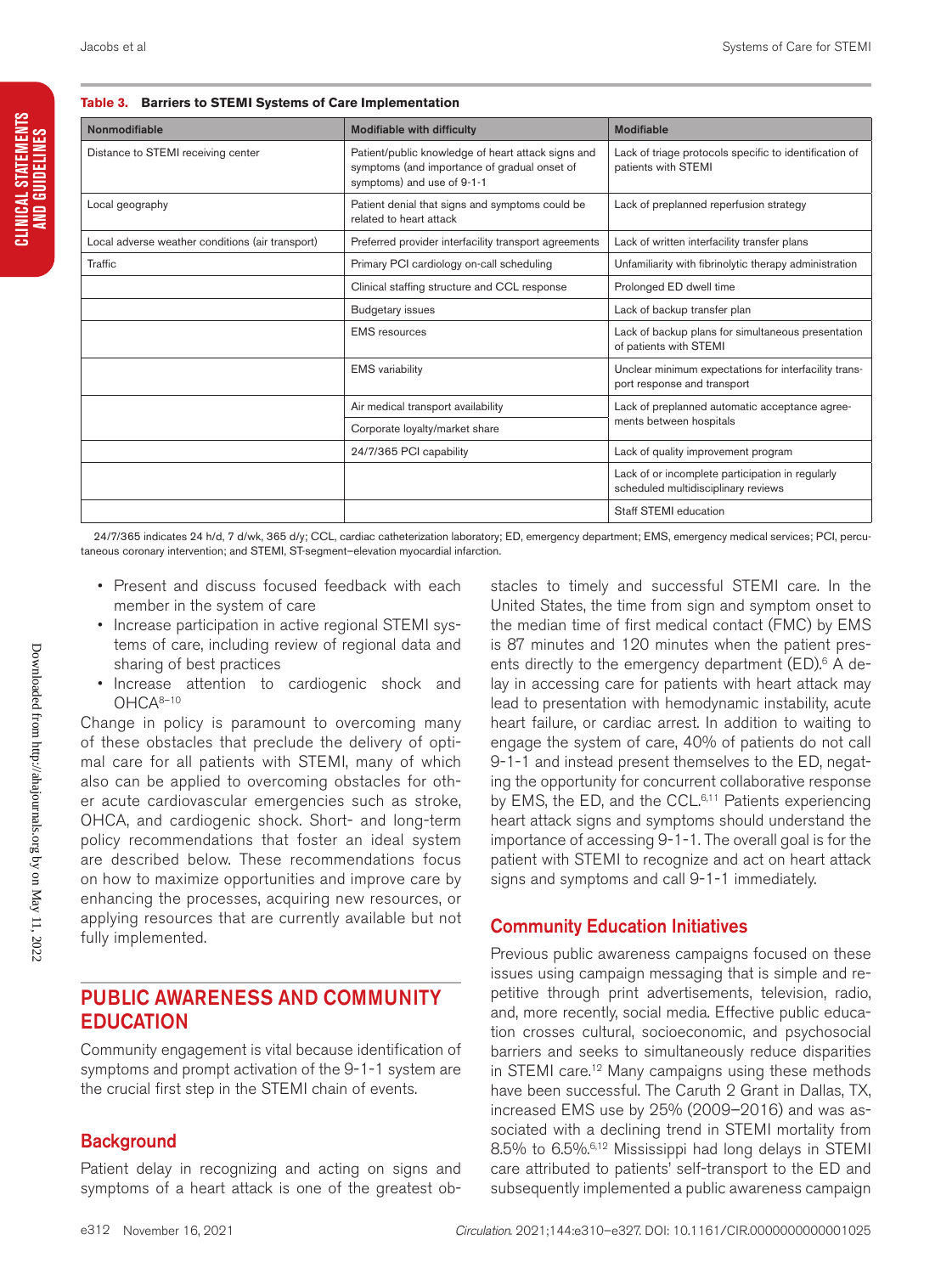**Table 3. Barriers to STEMI Systems of Care Implementation**

| Nonmodifiable | Modifiable with difficulty | Modifiable |
|---|---|---|
| Distance to STEMI receiving center | Patient/public knowledge of heart attack signs and symptoms (and importance of gradual onset of symptoms) and use of 9-1-1 | Lack of triage protocols specific to identification of patients with STEMI |
| Local geography | Patient denial that signs and symptoms could be related to heart attack | Lack of preplanned reperfusion strategy |
| Local adverse weather conditions (air transport) | Preferred provider interfacility transport agreements | Lack of written interfacility transfer plans |
| Traffic | Primary PCI cardiology on-call scheduling | Unfamiliarity with fibrinolytic therapy administration |
| | Clinical staffing structure and CCL response | Prolonged ED dwell time |
| | Budgetary issues | Lack of backup transfer plan |
| | EMS resources | Lack of backup plans for simultaneous presentation of patients with STEMI |
| | EMS variability | Unclear minimum expectations for interfacility transport response and transport |
| | Air medical transport availability | Lack of preplanned automatic acceptance agreements between hospitals |
| | Corporate loyalty/market share | |
| | 24/7/365 PCI capability | Lack of quality improvement program |
| | | Lack of or incomplete participation in regularly scheduled multidisciplinary reviews |
| | | Staff STEMI education |

24/7/365 indicates 24 h/d, 7 d/wk, 365 d/y; CCL, cardiac catheterization laboratory; ED, emergency department; EMS, emergency medical services; PCI, percutaneous coronary intervention; and STEMI, ST-segment–elevation myocardial infarction.

- Present and discuss focused feedback with each member in the system of care
- Increase participation in active regional STEMI systems of care, including review of regional data and sharing of best practices
- Increase attention to cardiogenic shock and OHCA[8–10]

Change in policy is paramount to overcoming many of these obstacles that preclude the delivery of optimal care for all patients with STEMI, many of which also can be applied to overcoming obstacles for other acute cardiovascular emergencies such as stroke, OHCA, and cardiogenic shock. Short- and long-term policy recommendations that foster an ideal system are described below. These recommendations focus on how to maximize opportunities and improve care by enhancing the processes, acquiring new resources, or applying resources that are currently available but not fully implemented.

## PUBLIC AWARENESS AND COMMUNITY EDUCATION

Community engagement is vital because identification of symptoms and prompt activation of the 9-1-1 system are the crucial first step in the STEMI chain of events.

### Background

Patient delay in recognizing and acting on signs and symptoms of a heart attack is one of the greatest obstacles to timely and successful STEMI care. In the United States, the time from sign and symptom onset to the median time of first medical contact (FMC) by EMS is 87 minutes and 120 minutes when the patient presents directly to the emergency department (ED).[6] A delay in accessing care for patients with heart attack may lead to presentation with hemodynamic instability, acute heart failure, or cardiac arrest. In addition to waiting to engage the system of care, 40% of patients do not call 9-1-1 and instead present themselves to the ED, negating the opportunity for concurrent collaborative response by EMS, the ED, and the CCL.[6,11] Patients experiencing heart attack signs and symptoms should understand the importance of accessing 9-1-1. The overall goal is for the patient with STEMI to recognize and act on heart attack signs and symptoms and call 9-1-1 immediately.

### Community Education Initiatives

Previous public awareness campaigns focused on these issues using campaign messaging that is simple and repetitive through print advertisements, television, radio, and, more recently, social media. Effective public education crosses cultural, socioeconomic, and psychosocial barriers and seeks to simultaneously reduce disparities in STEMI care.[12] Many campaigns using these methods have been successful. The Caruth 2 Grant in Dallas, TX, increased EMS use by 25% (2009–2016) and was associated with a declining trend in STEMI mortality from 8.5% to 6.5%.[6,12] Mississippi had long delays in STEMI care attributed to patients' self-transport to the ED and subsequently implemented a public awareness campaign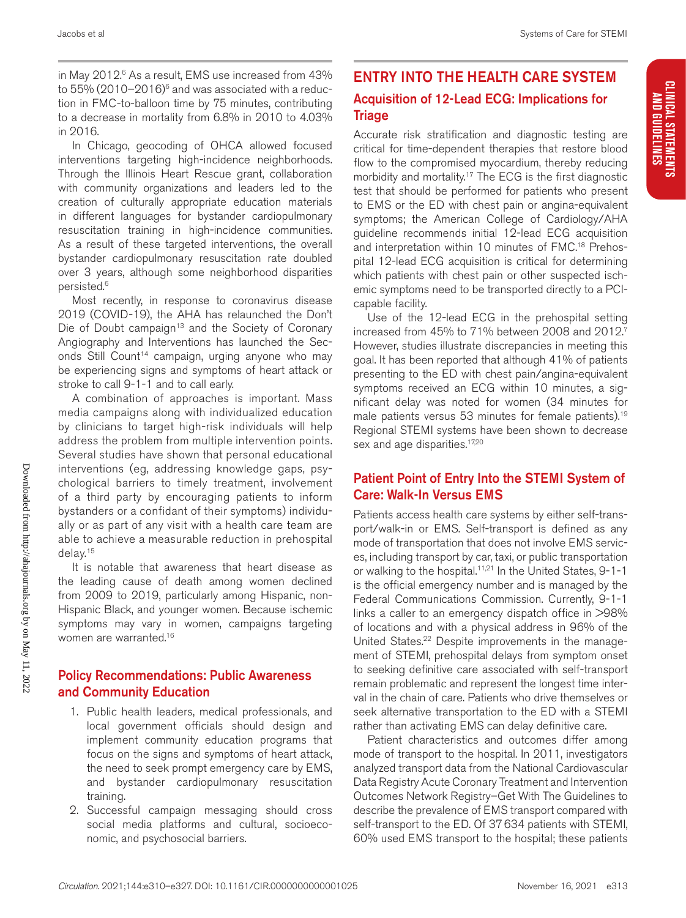in May 2012.[6] As a result, EMS use increased from 43% to 55% (2010–2016)[6] and was associated with a reduction in FMC-to-balloon time by 75 minutes, contributing to a decrease in mortality from 6.8% in 2010 to 4.03% in 2016.

In Chicago, geocoding of OHCA allowed focused interventions targeting high-incidence neighborhoods. Through the Illinois Heart Rescue grant, collaboration with community organizations and leaders led to the creation of culturally appropriate education materials in different languages for bystander cardiopulmonary resuscitation training in high-incidence communities. As a result of these targeted interventions, the overall bystander cardiopulmonary resuscitation rate doubled over 3 years, although some neighborhood disparities persisted.[6]

Most recently, in response to coronavirus disease 2019 (COVID-19), the AHA has relaunched the Don't Die of Doubt campaign[13] and the Society of Coronary Angiography and Interventions has launched the Seconds Still Count[14] campaign, urging anyone who may be experiencing signs and symptoms of heart attack or stroke to call 9-1-1 and to call early.

A combination of approaches is important. Mass media campaigns along with individualized education by clinicians to target high-risk individuals will help address the problem from multiple intervention points. Several studies have shown that personal educational interventions (eg, addressing knowledge gaps, psychological barriers to timely treatment, involvement of a third party by encouraging patients to inform bystanders or a confidant of their symptoms) individually or as part of any visit with a health care team are able to achieve a measurable reduction in prehospital delay.[15]

It is notable that awareness that heart disease as the leading cause of death among women declined from 2009 to 2019, particularly among Hispanic, non-Hispanic Black, and younger women. Because ischemic symptoms may vary in women, campaigns targeting women are warranted.[16]

### Policy Recommendations: Public Awareness and Community Education

1. Public health leaders, medical professionals, and local government officials should design and implement community education programs that focus on the signs and symptoms of heart attack, the need to seek prompt emergency care by EMS, and bystander cardiopulmonary resuscitation training.
2. Successful campaign messaging should cross social media platforms and cultural, socioeconomic, and psychosocial barriers.

## ENTRY INTO THE HEALTH CARE SYSTEM

### Acquisition of 12-Lead ECG: Implications for Triage

Accurate risk stratification and diagnostic testing are critical for time-dependent therapies that restore blood flow to the compromised myocardium, thereby reducing morbidity and mortality.[17] The ECG is the first diagnostic test that should be performed for patients who present to EMS or the ED with chest pain or angina-equivalent symptoms; the American College of Cardiology/AHA guideline recommends initial 12-lead ECG acquisition and interpretation within 10 minutes of FMC.[18] Prehospital 12-lead ECG acquisition is critical for determining which patients with chest pain or other suspected ischemic symptoms need to be transported directly to a PCI-capable facility.

Use of the 12-lead ECG in the prehospital setting increased from 45% to 71% between 2008 and 2012.[7] However, studies illustrate discrepancies in meeting this goal. It has been reported that although 41% of patients presenting to the ED with chest pain/angina-equivalent symptoms received an ECG within 10 minutes, a significant delay was noted for women (34 minutes for male patients versus 53 minutes for female patients).[19] Regional STEMI systems have been shown to decrease sex and age disparities.[17,20]

### Patient Point of Entry Into the STEMI System of Care: Walk-In Versus EMS

Patients access health care systems by either self-transport/walk-in or EMS. Self-transport is defined as any mode of transportation that does not involve EMS services, including transport by car, taxi, or public transportation or walking to the hospital.[11,21] In the United States, 9-1-1 is the official emergency number and is managed by the Federal Communications Commission. Currently, 9-1-1 links a caller to an emergency dispatch office in >98% of locations and with a physical address in 96% of the United States.[22] Despite improvements in the management of STEMI, prehospital delays from symptom onset to seeking definitive care associated with self-transport remain problematic and represent the longest time interval in the chain of care. Patients who drive themselves or seek alternative transportation to the ED with a STEMI rather than activating EMS can delay definitive care.

Patient characteristics and outcomes differ among mode of transport to the hospital. In 2011, investigators analyzed transport data from the National Cardiovascular Data Registry Acute Coronary Treatment and Intervention Outcomes Network Registry–Get With The Guidelines to describe the prevalence of EMS transport compared with self-transport to the ED. Of 37 634 patients with STEMI, 60% used EMS transport to the hospital; these patients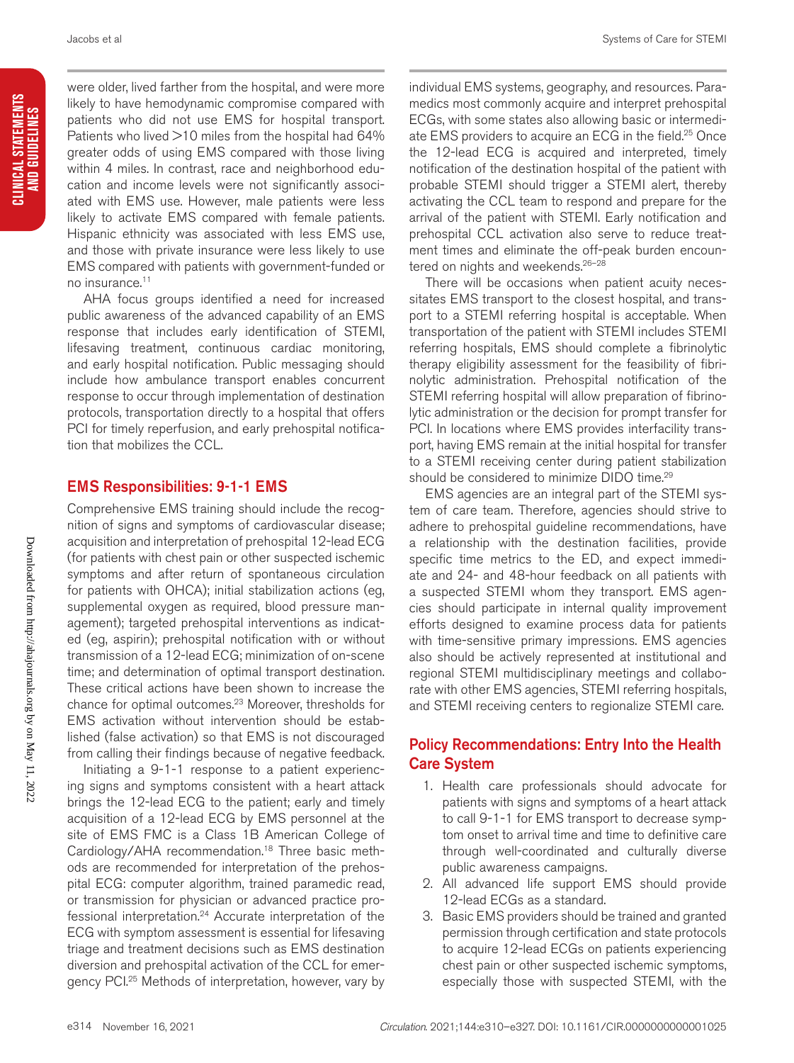were older, lived farther from the hospital, and were more likely to have hemodynamic compromise compared with patients who did not use EMS for hospital transport. Patients who lived >10 miles from the hospital had 64% greater odds of using EMS compared with those living within 4 miles. In contrast, race and neighborhood education and income levels were not significantly associated with EMS use. However, male patients were less likely to activate EMS compared with female patients. Hispanic ethnicity was associated with less EMS use, and those with private insurance were less likely to use EMS compared with patients with government-funded or no insurance.[11]

AHA focus groups identified a need for increased public awareness of the advanced capability of an EMS response that includes early identification of STEMI, lifesaving treatment, continuous cardiac monitoring, and early hospital notification. Public messaging should include how ambulance transport enables concurrent response to occur through implementation of destination protocols, transportation directly to a hospital that offers PCI for timely reperfusion, and early prehospital notification that mobilizes the CCL.

## EMS Responsibilities: 9-1-1 EMS

Comprehensive EMS training should include the recognition of signs and symptoms of cardiovascular disease; acquisition and interpretation of prehospital 12-lead ECG (for patients with chest pain or other suspected ischemic symptoms and after return of spontaneous circulation for patients with OHCA); initial stabilization actions (eg, supplemental oxygen as required, blood pressure management); targeted prehospital interventions as indicated (eg, aspirin); prehospital notification with or without transmission of a 12-lead ECG; minimization of on-scene time; and determination of optimal transport destination. These critical actions have been shown to increase the chance for optimal outcomes.[23] Moreover, thresholds for EMS activation without intervention should be established (false activation) so that EMS is not discouraged from calling their findings because of negative feedback.

Initiating a 9-1-1 response to a patient experiencing signs and symptoms consistent with a heart attack brings the 12-lead ECG to the patient; early and timely acquisition of a 12-lead ECG by EMS personnel at the site of EMS FMC is a Class 1B American College of Cardiology/AHA recommendation.[18] Three basic methods are recommended for interpretation of the prehospital ECG: computer algorithm, trained paramedic read, or transmission for physician or advanced practice professional interpretation.[24] Accurate interpretation of the ECG with symptom assessment is essential for lifesaving triage and treatment decisions such as EMS destination diversion and prehospital activation of the CCL for emergency PCI.[25] Methods of interpretation, however, vary by individual EMS systems, geography, and resources. Paramedics most commonly acquire and interpret prehospital ECGs, with some states also allowing basic or intermediate EMS providers to acquire an ECG in the field.[25] Once the 12-lead ECG is acquired and interpreted, timely notification of the destination hospital of the patient with probable STEMI should trigger a STEMI alert, thereby activating the CCL team to respond and prepare for the arrival of the patient with STEMI. Early notification and prehospital CCL activation also serve to reduce treatment times and eliminate the off-peak burden encountered on nights and weekends.[26–28]

There will be occasions when patient acuity necessitates EMS transport to the closest hospital, and transport to a STEMI referring hospital is acceptable. When transportation of the patient with STEMI includes STEMI referring hospitals, EMS should complete a fibrinolytic therapy eligibility assessment for the feasibility of fibrinolytic administration. Prehospital notification of the STEMI referring hospital will allow preparation of fibrinolytic administration or the decision for prompt transfer for PCI. In locations where EMS provides interfacility transport, having EMS remain at the initial hospital for transfer to a STEMI receiving center during patient stabilization should be considered to minimize DIDO time.[29]

EMS agencies are an integral part of the STEMI system of care team. Therefore, agencies should strive to adhere to prehospital guideline recommendations, have a relationship with the destination facilities, provide specific time metrics to the ED, and expect immediate and 24- and 48-hour feedback on all patients with a suspected STEMI whom they transport. EMS agencies should participate in internal quality improvement efforts designed to examine process data for patients with time-sensitive primary impressions. EMS agencies also should be actively represented at institutional and regional STEMI multidisciplinary meetings and collaborate with other EMS agencies, STEMI referring hospitals, and STEMI receiving centers to regionalize STEMI care.

## Policy Recommendations: Entry Into the Health Care System

1. Health care professionals should advocate for patients with signs and symptoms of a heart attack to call 9-1-1 for EMS transport to decrease symptom onset to arrival time and time to definitive care through well-coordinated and culturally diverse public awareness campaigns.
2. All advanced life support EMS should provide 12-lead ECGs as a standard.
3. Basic EMS providers should be trained and granted permission through certification and state protocols to acquire 12-lead ECGs on patients experiencing chest pain or other suspected ischemic symptoms, especially those with suspected STEMI, with the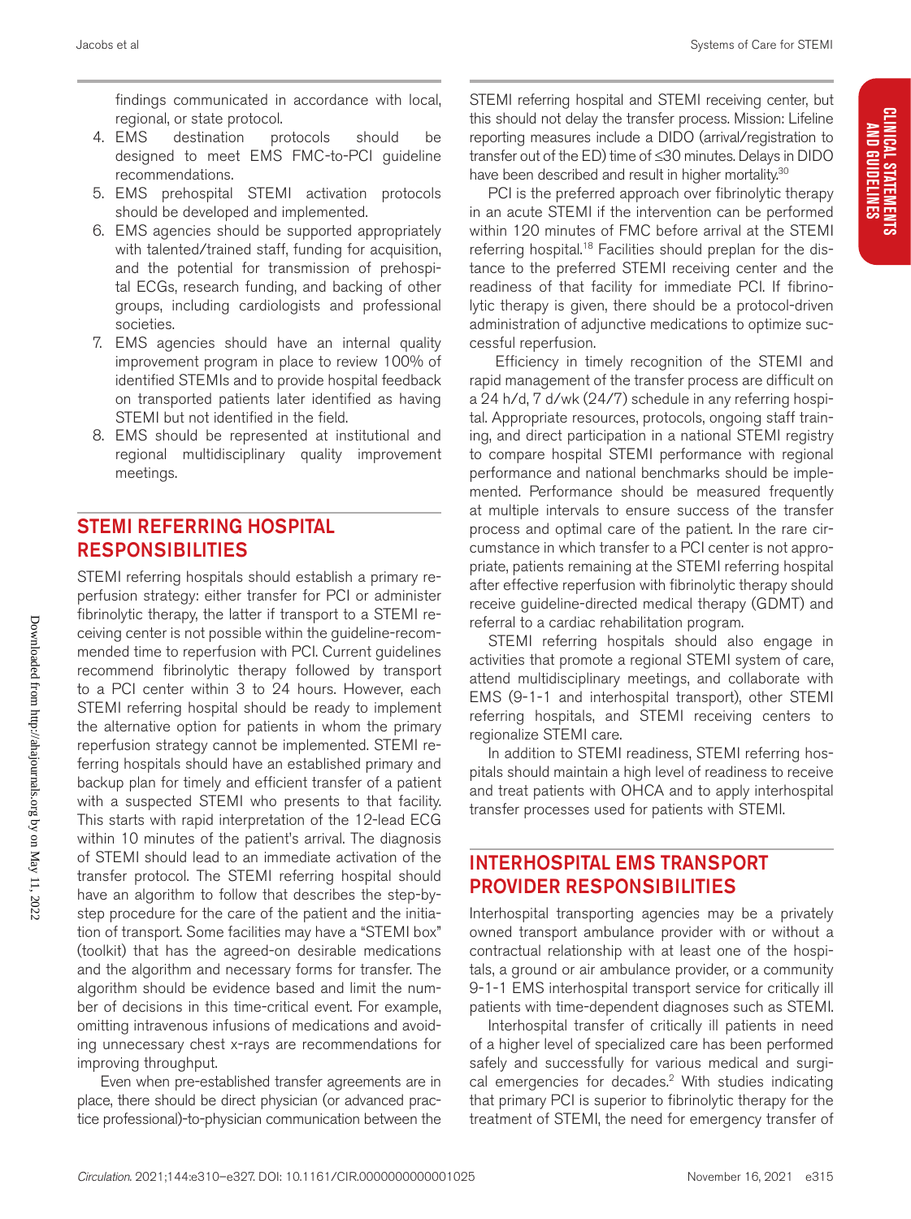findings communicated in accordance with local, regional, or state protocol.

4. EMS destination protocols should be designed to meet EMS FMC-to-PCI guideline recommendations.
5. EMS prehospital STEMI activation protocols should be developed and implemented.
6. EMS agencies should be supported appropriately with talented/trained staff, funding for acquisition, and the potential for transmission of prehospital ECGs, research funding, and backing of other groups, including cardiologists and professional societies.
7. EMS agencies should have an internal quality improvement program in place to review 100% of identified STEMIs and to provide hospital feedback on transported patients later identified as having STEMI but not identified in the field.
8. EMS should be represented at institutional and regional multidisciplinary quality improvement meetings.

## STEMI REFERRING HOSPITAL RESPONSIBILITIES

STEMI referring hospitals should establish a primary reperfusion strategy: either transfer for PCI or administer fibrinolytic therapy, the latter if transport to a STEMI receiving center is not possible within the guideline-recommended time to reperfusion with PCI. Current guidelines recommend fibrinolytic therapy followed by transport to a PCI center within 3 to 24 hours. However, each STEMI referring hospital should be ready to implement the alternative option for patients in whom the primary reperfusion strategy cannot be implemented. STEMI referring hospitals should have an established primary and backup plan for timely and efficient transfer of a patient with a suspected STEMI who presents to that facility. This starts with rapid interpretation of the 12-lead ECG within 10 minutes of the patient's arrival. The diagnosis of STEMI should lead to an immediate activation of the transfer protocol. The STEMI referring hospital should have an algorithm to follow that describes the step-by-step procedure for the care of the patient and the initiation of transport. Some facilities may have a "STEMI box" (toolkit) that has the agreed-on desirable medications and the algorithm and necessary forms for transfer. The algorithm should be evidence based and limit the number of decisions in this time-critical event. For example, omitting intravenous infusions of medications and avoiding unnecessary chest x-rays are recommendations for improving throughput.

Even when pre-established transfer agreements are in place, there should be direct physician (or advanced practice professional)-to-physician communication between the STEMI referring hospital and STEMI receiving center, but this should not delay the transfer process. Mission: Lifeline reporting measures include a DIDO (arrival/registration to transfer out of the ED) time of ≤30 minutes. Delays in DIDO have been described and result in higher mortality.[30]

PCI is the preferred approach over fibrinolytic therapy in an acute STEMI if the intervention can be performed within 120 minutes of FMC before arrival at the STEMI referring hospital.[18] Facilities should preplan for the distance to the preferred STEMI receiving center and the readiness of that facility for immediate PCI. If fibrinolytic therapy is given, there should be a protocol-driven administration of adjunctive medications to optimize successful reperfusion.

Efficiency in timely recognition of the STEMI and rapid management of the transfer process are difficult on a 24 h/d, 7 d/wk (24/7) schedule in any referring hospital. Appropriate resources, protocols, ongoing staff training, and direct participation in a national STEMI registry to compare hospital STEMI performance with regional performance and national benchmarks should be implemented. Performance should be measured frequently at multiple intervals to ensure success of the transfer process and optimal care of the patient. In the rare circumstance in which transfer to a PCI center is not appropriate, patients remaining at the STEMI referring hospital after effective reperfusion with fibrinolytic therapy should receive guideline-directed medical therapy (GDMT) and referral to a cardiac rehabilitation program.

STEMI referring hospitals should also engage in activities that promote a regional STEMI system of care, attend multidisciplinary meetings, and collaborate with EMS (9-1-1 and interhospital transport), other STEMI referring hospitals, and STEMI receiving centers to regionalize STEMI care.

In addition to STEMI readiness, STEMI referring hospitals should maintain a high level of readiness to receive and treat patients with OHCA and to apply interhospital transfer processes used for patients with STEMI.

## INTERHOSPITAL EMS TRANSPORT PROVIDER RESPONSIBILITIES

Interhospital transporting agencies may be a privately owned transport ambulance provider with or without a contractual relationship with at least one of the hospitals, a ground or air ambulance provider, or a community 9-1-1 EMS interhospital transport service for critically ill patients with time-dependent diagnoses such as STEMI.

Interhospital transfer of critically ill patients in need of a higher level of specialized care has been performed safely and successfully for various medical and surgical emergencies for decades.[2] With studies indicating that primary PCI is superior to fibrinolytic therapy for the treatment of STEMI, the need for emergency transfer of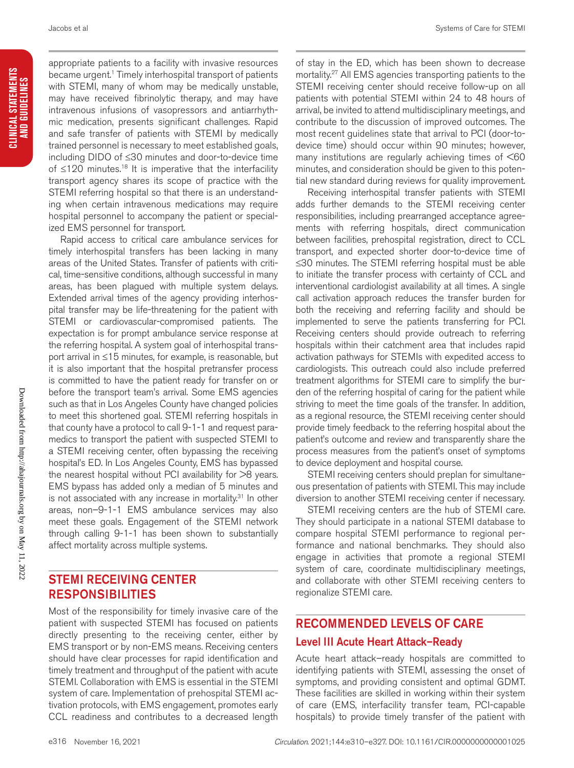appropriate patients to a facility with invasive resources became urgent.[1] Timely interhospital transport of patients with STEMI, many of whom may be medically unstable, may have received fibrinolytic therapy, and may have intravenous infusions of vasopressors and antiarrhythmic medication, presents significant challenges. Rapid and safe transfer of patients with STEMI by medically trained personnel is necessary to meet established goals, including DIDO of ≤30 minutes and door-to-device time of ≤120 minutes.[18] It is imperative that the interfacility transport agency shares its scope of practice with the STEMI referring hospital so that there is an understanding when certain intravenous medications may require hospital personnel to accompany the patient or specialized EMS personnel for transport.

Rapid access to critical care ambulance services for timely interhospital transfers has been lacking in many areas of the United States. Transfer of patients with critical, time-sensitive conditions, although successful in many areas, has been plagued with multiple system delays. Extended arrival times of the agency providing interhospital transfer may be life-threatening for the patient with STEMI or cardiovascular-compromised patients. The expectation is for prompt ambulance service response at the referring hospital. A system goal of interhospital transport arrival in ≤15 minutes, for example, is reasonable, but it is also important that the hospital pretransfer process is committed to have the patient ready for transfer on or before the transport team's arrival. Some EMS agencies such as that in Los Angeles County have changed policies to meet this shortened goal. STEMI referring hospitals in that county have a protocol to call 9-1-1 and request paramedics to transport the patient with suspected STEMI to a STEMI receiving center, often bypassing the receiving hospital's ED. In Los Angeles County, EMS has bypassed the nearest hospital without PCI availability for >8 years. EMS bypass has added only a median of 5 minutes and is not associated with any increase in mortality.[31] In other areas, non–9-1-1 EMS ambulance services may also meet these goals. Engagement of the STEMI network through calling 9-1-1 has been shown to substantially affect mortality across multiple systems.

## STEMI RECEIVING CENTER RESPONSIBILITIES

Most of the responsibility for timely invasive care of the patient with suspected STEMI has focused on patients directly presenting to the receiving center, either by EMS transport or by non-EMS means. Receiving centers should have clear processes for rapid identification and timely treatment and throughput of the patient with acute STEMI. Collaboration with EMS is essential in the STEMI system of care. Implementation of prehospital STEMI activation protocols, with EMS engagement, promotes early CCL readiness and contributes to a decreased length of stay in the ED, which has been shown to decrease mortality.[27] All EMS agencies transporting patients to the STEMI receiving center should receive follow-up on all patients with potential STEMI within 24 to 48 hours of arrival, be invited to attend multidisciplinary meetings, and contribute to the discussion of improved outcomes. The most recent guidelines state that arrival to PCI (door-to-device time) should occur within 90 minutes; however, many institutions are regularly achieving times of <60 minutes, and consideration should be given to this potential new standard during reviews for quality improvement.

Receiving interhospital transfer patients with STEMI adds further demands to the STEMI receiving center responsibilities, including prearranged acceptance agreements with referring hospitals, direct communication between facilities, prehospital registration, direct to CCL transport, and expected shorter door-to-device time of ≤30 minutes. The STEMI referring hospital must be able to initiate the transfer process with certainty of CCL and interventional cardiologist availability at all times. A single call activation approach reduces the transfer burden for both the receiving and referring facility and should be implemented to serve the patients transferring for PCI. Receiving centers should provide outreach to referring hospitals within their catchment area that includes rapid activation pathways for STEMIs with expedited access to cardiologists. This outreach could also include preferred treatment algorithms for STEMI care to simplify the burden of the referring hospital of caring for the patient while striving to meet the time goals of the transfer. In addition, as a regional resource, the STEMI receiving center should provide timely feedback to the referring hospital about the patient's outcome and review and transparently share the process measures from the patient's onset of symptoms to device deployment and hospital course.

STEMI receiving centers should preplan for simultaneous presentation of patients with STEMI. This may include diversion to another STEMI receiving center if necessary.

STEMI receiving centers are the hub of STEMI care. They should participate in a national STEMI database to compare hospital STEMI performance to regional performance and national benchmarks. They should also engage in activities that promote a regional STEMI system of care, coordinate multidisciplinary meetings, and collaborate with other STEMI receiving centers to regionalize STEMI care.

## RECOMMENDED LEVELS OF CARE

### Level III Acute Heart Attack–Ready

Acute heart attack–ready hospitals are committed to identifying patients with STEMI, assessing the onset of symptoms, and providing consistent and optimal GDMT. These facilities are skilled in working within their system of care (EMS, interfacility transfer team, PCI-capable hospitals) to provide timely transfer of the patient with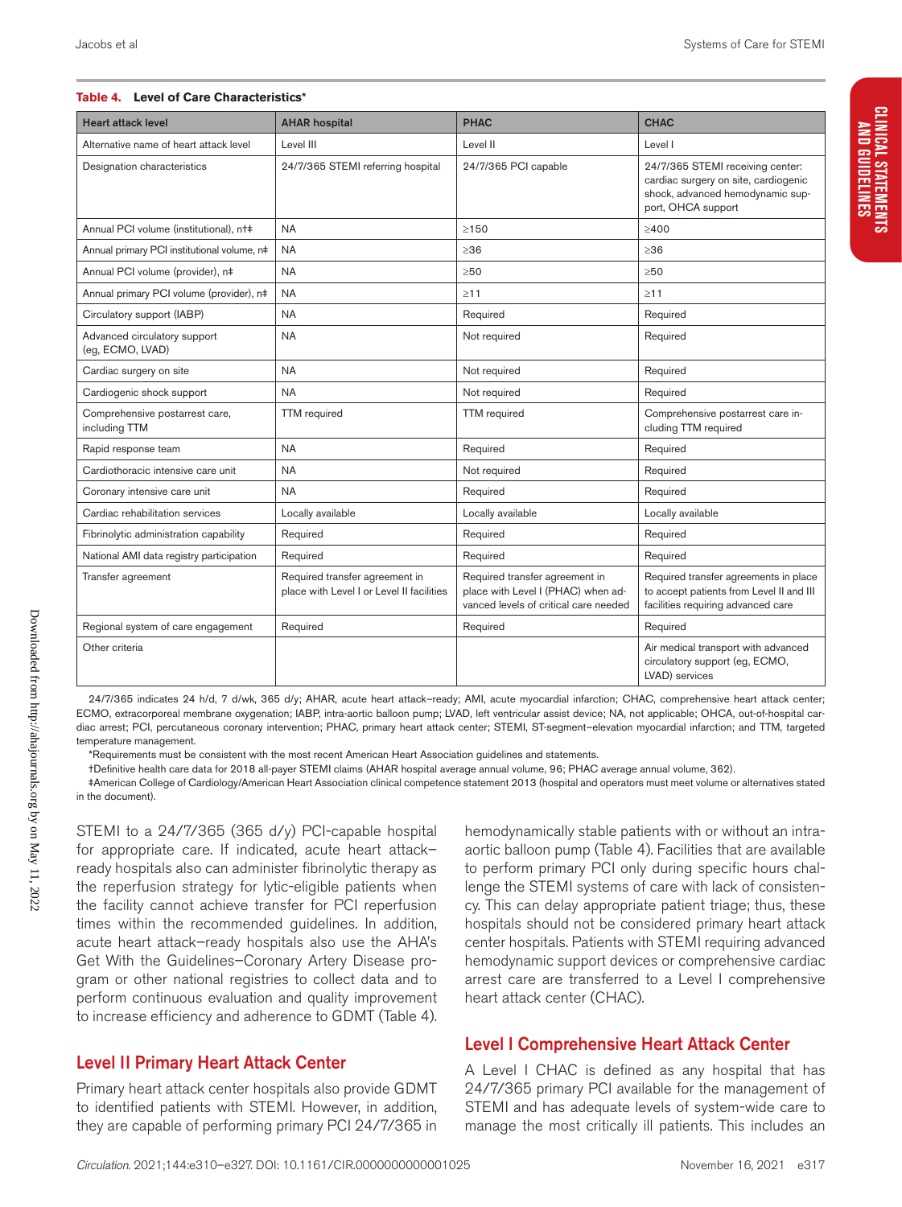**Table 4. Level of Care Characteristics***

| Heart attack level | AHAR hospital | PHAC | CHAC |
|---|---|---|---|
| Alternative name of heart attack level | Level III | Level II | Level I |
| Designation characteristics | 24/7/365 STEMI referring hospital | 24/7/365 PCI capable | 24/7/365 STEMI receiving center: cardiac surgery on site, cardiogenic shock, advanced hemodynamic support, OHCA support |
| Annual PCI volume (institutional), n†‡ | NA | ≥150 | ≥400 |
| Annual primary PCI institutional volume, n‡ | NA | ≥36 | ≥36 |
| Annual PCI volume (provider), n‡ | NA | ≥50 | ≥50 |
| Annual primary PCI volume (provider), n‡ | NA | ≥11 | ≥11 |
| Circulatory support (IABP) | NA | Required | Required |
| Advanced circulatory support (eg, ECMO, LVAD) | NA | Not required | Required |
| Cardiac surgery on site | NA | Not required | Required |
| Cardiogenic shock support | NA | Not required | Required |
| Comprehensive postarrest care, including TTM | TTM required | TTM required | Comprehensive postarrest care including TTM required |
| Rapid response team | NA | Required | Required |
| Cardiothoracic intensive care unit | NA | Not required | Required |
| Coronary intensive care unit | NA | Required | Required |
| Cardiac rehabilitation services | Locally available | Locally available | Locally available |
| Fibrinolytic administration capability | Required | Required | Required |
| National AMI data registry participation | Required | Required | Required |
| Transfer agreement | Required transfer agreement in place with Level I or Level II facilities | Required transfer agreement in place with Level I (PHAC) when advanced levels of critical care needed | Required transfer agreements in place to accept patients from Level II and III facilities requiring advanced care |
| Regional system of care engagement | Required | Required | Required |
| Other criteria | | | Air medical transport with advanced circulatory support (eg, ECMO, LVAD) services |

24/7/365 indicates 24 h/d, 7 d/wk, 365 d/y; AHAR, acute heart attack–ready; AMI, acute myocardial infarction; CHAC, comprehensive heart attack center; ECMO, extracorporeal membrane oxygenation; IABP, intra-aortic balloon pump; LVAD, left ventricular assist device; NA, not applicable; OHCA, out-of-hospital cardiac arrest; PCI, percutaneous coronary intervention; PHAC, primary heart attack center; STEMI, ST-segment–elevation myocardial infarction; and TTM, targeted temperature management.

*Requirements must be consistent with the most recent American Heart Association guidelines and statements.

†Definitive health care data for 2018 all-payer STEMI claims (AHAR hospital average annual volume, 96; PHAC average annual volume, 362).

‡American College of Cardiology/American Heart Association clinical competence statement 2013 (hospital and operators must meet volume or alternatives stated in the document).

STEMI to a 24/7/365 (365 d/y) PCI-capable hospital for appropriate care. If indicated, acute heart attack–ready hospitals also can administer fibrinolytic therapy as the reperfusion strategy for lytic-eligible patients when the facility cannot ensure transfer for PCI reperfusion times within the recommended guidelines. In addition, acute heart attack–ready hospitals also use the AHA's Get With the Guidelines–Coronary Artery Disease program or other national registries to collect data and to perform continuous evaluation and quality improvement to increase efficiency and adherence to GDMT (Table 4).

## Level II Primary Heart Attack Center

Primary heart attack center hospitals also provide GDMT to identified patients with STEMI. However, in addition, they are capable of performing primary PCI 24/7/365 in hemodynamically stable patients with or without an intra-aortic balloon pump (Table 4). Facilities that are available to perform primary PCI only during specific hours challenge the STEMI systems of care with lack of consistency. This can delay appropriate patient triage; thus, these hospitals should not be considered primary heart attack center hospitals. Patients with STEMI requiring advanced hemodynamic support devices or comprehensive cardiac arrest care are transferred to a Level I comprehensive heart attack center (CHAC).

## Level I Comprehensive Heart Attack Center

A Level I CHAC is defined as any hospital that has 24/7/365 primary PCI available for the management of STEMI and has adequate levels of system-wide care to manage the most critically ill patients. This includes an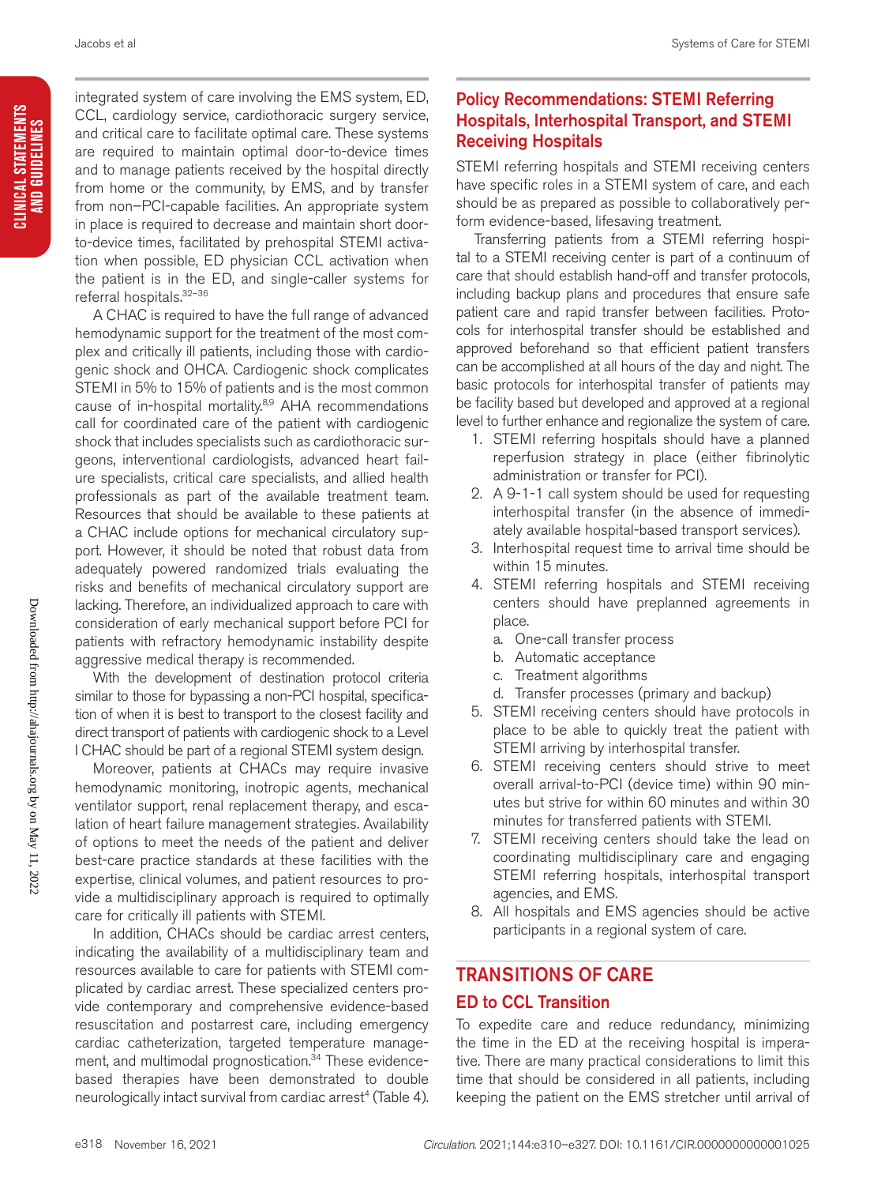integrated system of care involving the EMS system, ED, CCL, cardiology service, cardiothoracic surgery service, and critical care to facilitate optimal care. These systems are required to maintain optimal door-to-device times and to manage patients received by the hospital directly from home or the community, by EMS, and by transfer from non–PCI-capable facilities. An appropriate system in place is required to decrease and maintain short door-to-device times, facilitated by prehospital STEMI activation when possible, ED physician CCL activation when the patient is in the ED, and single-caller systems for referral hospitals.[32–36]

A CHAC is required to have the full range of advanced hemodynamic support for the treatment of the most complex and critically ill patients, including those with cardiogenic shock and OHCA. Cardiogenic shock complicates STEMI in 5% to 15% of patients and is the most common cause of in-hospital mortality.[8,9] AHA recommendations call for coordinated care of the patient with cardiogenic shock that includes specialists such as cardiothoracic surgeons, interventional cardiologists, advanced heart failure specialists, critical care specialists, and allied health professionals as part of the available treatment team. Resources that should be available to these patients at a CHAC include options for mechanical circulatory support. However, it should be noted that robust data from adequately powered randomized trials evaluating the risks and benefits of mechanical circulatory support are lacking. Therefore, an individualized approach to care with consideration of early mechanical support before PCI for patients with refractory hemodynamic instability despite aggressive medical therapy is recommended.

With the development of destination protocol criteria similar to those for bypassing a non-PCI hospital, specification of when it is best to transport to the closest facility and direct transport of patients with cardiogenic shock to a Level I CHAC should be part of a regional STEMI system design.

Moreover, patients at CHACs may require invasive hemodynamic monitoring, inotropic agents, mechanical ventilator support, renal replacement therapy, and escalation of heart failure management strategies. Availability of options to meet the needs of the patient and deliver best-care practice standards at these facilities with the expertise, clinical volumes, and patient resources to provide a multidisciplinary approach is required to optimally care for critically ill patients with STEMI.

In addition, CHACs should be cardiac arrest centers, indicating the availability of a multidisciplinary team and resources available to care for patients with STEMI complicated by cardiac arrest. These specialized centers provide contemporary and comprehensive evidence-based resuscitation and postarrest care, including emergency cardiac catheterization, targeted temperature management, and multimodal prognostication.[34] These evidence-based therapies have been demonstrated to double neurologically intact survival from cardiac arrest[4] (Table 4).

## Policy Recommendations: STEMI Referring Hospitals, Interhospital Transport, and STEMI Receiving Hospitals

STEMI referring hospitals and STEMI receiving centers have specific roles in a STEMI system of care, and each should be as prepared as possible to collaboratively perform evidence-based, lifesaving treatment.

Transferring patients from a STEMI referring hospital to a STEMI receiving center is part of a continuum of care that should establish hand-off and transfer protocols, including backup plans and procedures that ensure safe patient care and rapid transfer between facilities. Protocols for interhospital transfer should be established and approved beforehand so that efficient patient transfers can be accomplished at all hours of the day and night. The basic protocols for interhospital transfer of patients may be facility based but developed and approved at a regional level to further enhance and regionalize the system of care.

1. STEMI referring hospitals should have a planned reperfusion strategy in place (either fibrinolytic administration or transfer for PCI).
2. A 9-1-1 call system should be used for requesting interhospital transfer (in the absence of immediately available hospital-based transport services).
3. Interhospital request time to arrival time should be within 15 minutes.
4. STEMI referring hospitals and STEMI receiving centers should have preplanned agreements in place.
   a. One-call transfer process
   b. Automatic acceptance
   c. Treatment algorithms
   d. Transfer processes (primary and backup)
5. STEMI receiving centers should have protocols in place to be able to quickly treat the patient with STEMI arriving by interhospital transfer.
6. STEMI receiving centers should strive to meet overall arrival-to-PCI (device time) within 90 minutes but strive for within 60 minutes and within 30 minutes for transferred patients with STEMI.
7. STEMI receiving centers should take the lead on coordinating multidisciplinary care and engaging STEMI referring hospitals, interhospital transport agencies, and EMS.
8. All hospitals and EMS agencies should be active participants in a regional system of care.

## TRANSITIONS OF CARE

### ED to CCL Transition

To expedite care and reduce redundancy, minimizing the time in the ED at the receiving hospital is imperative. There are many practical considerations to limit this time that should be considered in all patients, including keeping the patient on the EMS stretcher until arrival of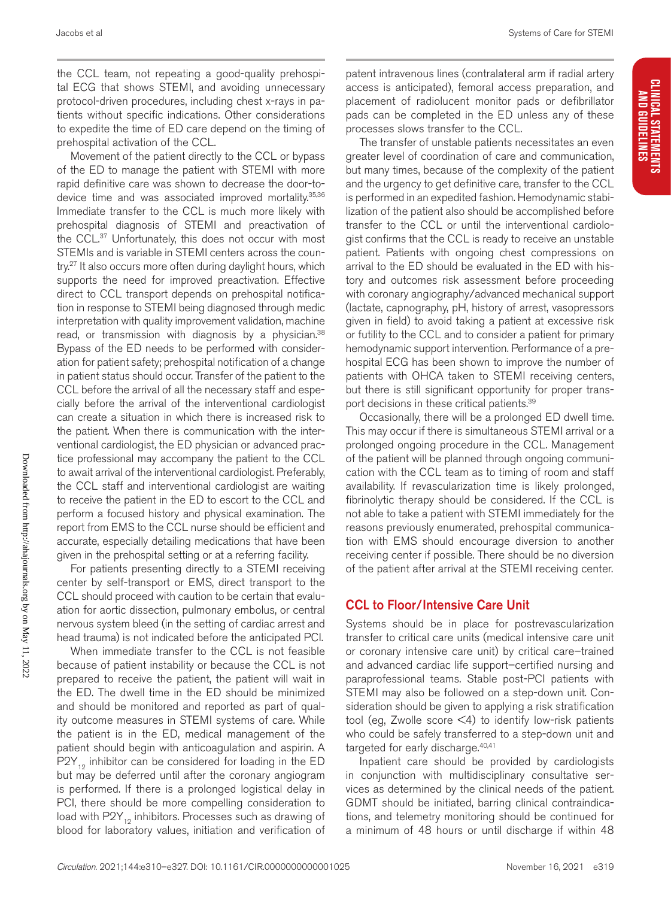the CCL team, not repeating a good-quality prehospital ECG that shows STEMI, and avoiding unnecessary protocol-driven procedures, including chest x-rays in patients without specific indications. Other considerations to expedite the time of ED care depend on the timing of prehospital activation of the CCL.

Movement of the patient directly to the CCL or bypass of the ED to manage the patient with STEMI with more rapid definitive care was shown to decrease the door-to-device time and was associated improved mortality.[35,36] Immediate transfer to the CCL is much more likely with prehospital diagnosis of STEMI and preactivation of the CCL.[37] Unfortunately, this does not occur with most STEMIs and is variable in STEMI centers across the country.[27] It also occurs more often during daylight hours, which supports the need for improved preactivation. Effective direct to CCL transport depends on prehospital notification in response to STEMI being diagnosed through medic interpretation with quality improvement validation, machine read, or transmission with diagnosis by a physician.[38] Bypass of the ED needs to be performed with consideration for patient safety; prehospital notification of a change in patient status should occur. Transfer of the patient to the CCL before the arrival of all the necessary staff and especially before the arrival of the interventional cardiologist can create a situation in which there is increased risk to the patient. When there is communication with the interventional cardiologist, the ED physician or advanced practice professional may accompany the patient to the CCL to await arrival of the interventional cardiologist. Preferably, the CCL staff and interventional cardiologist are waiting to receive the patient in the ED to escort to the CCL and perform a focused history and physical examination. The report from EMS to the CCL nurse should be efficient and accurate, especially detailing medications that have been given in the prehospital setting or at a referring facility.

For patients presenting directly to a STEMI receiving center by self-transport or EMS, direct transport to the CCL should proceed with caution to be certain that evaluation for aortic dissection, pulmonary embolus, or central nervous system bleed (in the setting of cardiac arrest and head trauma) is not indicated before the anticipated PCI.

When immediate transfer to the CCL is not feasible because of patient instability or because the CCL is not prepared to receive the patient, the patient will wait in the ED. The dwell time in the ED should be minimized and should be monitored and reported as part of quality outcome measures in STEMI systems of care. While the patient is in the ED, medical management of the patient should begin with anticoagulation and aspirin. A $P2Y_{12}$ inhibitor can be considered for loading in the ED but may be deferred until after the coronary angiogram is performed. If there is a prolonged logistical delay in PCI, there should be more compelling consideration to load with $P2Y_{12}$ inhibitors. Processes such as drawing of blood for laboratory values, initiation and verification of patent intravenous lines (contralateral arm if radial artery access is anticipated), femoral access preparation, and placement of radiolucent monitor pads or defibrillator pads can be completed in the ED unless any of these processes slows transfer to the CCL.

The transfer of unstable patients necessitates an even greater level of coordination of care and communication, but many times, because of the complexity of the patient and the urgency to get definitive care, transfer to the CCL is performed in an expedited fashion. Hemodynamic stabilization of the patient also should be accomplished before transfer to the CCL or until the interventional cardiologist confirms that the CCL is ready to receive an unstable patient. Patients with ongoing chest compressions on arrival to the ED should be evaluated in the ED with history and outcomes risk assessment before proceeding with coronary angiography/advanced mechanical support (lactate, capnography, pH, history of arrest, vasopressors given in field) to avoid taking a patient at excessive risk or futility to the CCL and to consider a patient for primary hemodynamic support intervention. Performance of a prehospital ECG has been shown to improve the number of patients with OHCA taken to STEMI receiving centers, but there is still significant opportunity for proper transport decisions in these critical patients.[39]

Occasionally, there will be a prolonged ED dwell time. This may occur if there is simultaneous STEMI arrival or a prolonged ongoing procedure in the CCL. Management of the patient will be planned through ongoing communication with the CCL team as to timing of room and staff availability. If revascularization time is likely prolonged, fibrinolytic therapy should be considered. If the CCL is not able to take a patient with STEMI immediately for the reasons previously enumerated, prehospital communication with EMS should encourage diversion to another receiving center if possible. There should be no diversion of the patient after arrival at the STEMI receiving center.

## CCL to Floor/Intensive Care Unit

Systems should be in place for postrevascularization transfer to critical care units (medical intensive care unit or coronary intensive care unit) by critical care–trained and advanced cardiac life support–certified nursing and paraprofessional teams. Stable post-PCI patients with STEMI may also be followed on a step-down unit. Consideration should be given to applying a risk stratification tool (eg, Zwolle score <4) to identify low-risk patients who could be safely transferred to a step-down unit and targeted for early discharge.[40,41]

Inpatient care should be provided by cardiologists in conjunction with multidisciplinary consultative services as determined by the clinical needs of the patient. GDMT should be initiated, barring clinical contraindications, and telemetry monitoring should be continued for a minimum of 48 hours or until discharge if within 48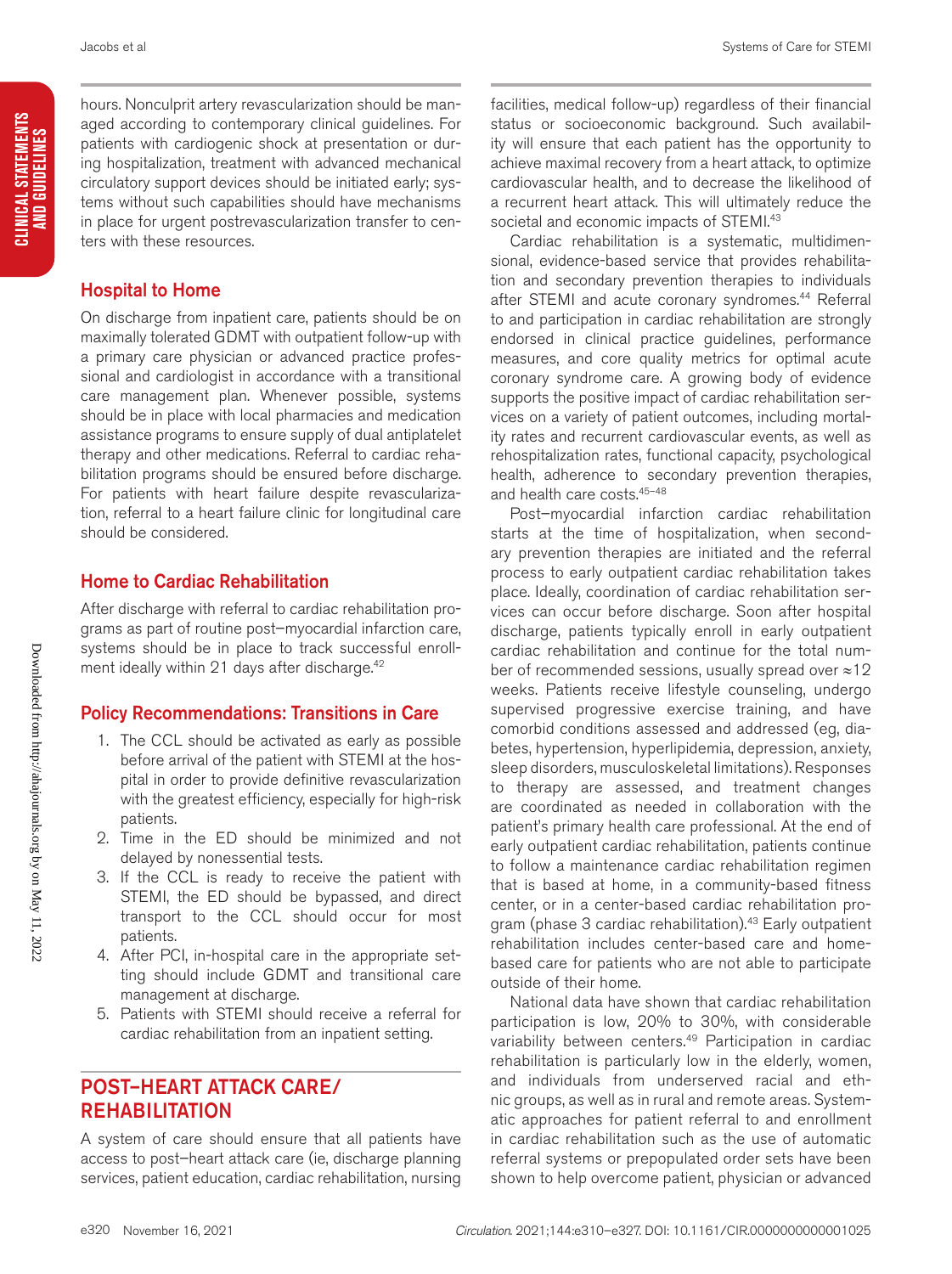hours. Nonculprit artery revascularization should be managed according to contemporary clinical guidelines. For patients with cardiogenic shock at presentation or during hospitalization, treatment with advanced mechanical circulatory support devices should be initiated early; systems without such capabilities should have mechanisms in place for urgent postrevascularization transfer to centers with these resources.

### Hospital to Home

On discharge from inpatient care, patients should be on maximally tolerated GDMT with outpatient follow-up with a primary care physician or advanced practice professional and cardiologist in accordance with a transitional care management plan. Whenever possible, systems should be in place with local pharmacies and medication assistance programs to ensure supply of dual antiplatelet therapy and other medications. Referral to cardiac rehabilitation programs should be ensured before discharge. For patients with heart failure despite revascularization, referral to a heart failure clinic for longitudinal care should be considered.

### Home to Cardiac Rehabilitation

After discharge with referral to cardiac rehabilitation programs as part of routine post–myocardial infarction care, systems should be in place to track successful enrollment ideally within 21 days after discharge.[42]

### Policy Recommendations: Transitions in Care

1. The CCL should be activated as early as possible before arrival of the patient with STEMI at the hospital in order to provide definitive revascularization with the greatest efficiency, especially for high-risk patients.
2. Time in the ED should be minimized and not delayed by nonessential tests.
3. If the CCL is ready to receive the patient with STEMI, the ED should be bypassed, and direct transport to the CCL should occur for most patients.
4. After PCI, in-hospital care in the appropriate setting should include GDMT and transitional care management at discharge.
5. Patients with STEMI should receive a referral for cardiac rehabilitation from an inpatient setting.

## POST–HEART ATTACK CARE/REHABILITATION

A system of care should ensure that all patients have access to post–heart attack care (ie, discharge planning services, patient education, cardiac rehabilitation, nursing facilities, medical follow-up) regardless of their financial status or socioeconomic background. Such availability will ensure that each patient has the opportunity to achieve maximal recovery from a heart attack, to optimize cardiovascular health, and to decrease the likelihood of a recurrent heart attack. This will ultimately reduce the societal and economic impacts of STEMI.[43]

Cardiac rehabilitation is a systematic, multidimensional, evidence-based service that provides rehabilitation and secondary prevention therapies to individuals after STEMI and acute coronary syndromes.[44] Referral to and participation in cardiac rehabilitation are strongly endorsed in clinical practice guidelines, performance measures, and core quality metrics for optimal acute coronary syndrome care. A growing body of evidence supports the positive impact of cardiac rehabilitation services on a variety of patient outcomes, including mortality rates and recurrent cardiovascular events, as well as rehospitalization rates, functional capacity, psychological health, adherence to secondary prevention therapies, and health care costs.[45–48]

Post–myocardial infarction cardiac rehabilitation starts at the time of hospitalization, when secondary prevention therapies are initiated and the referral process to early outpatient cardiac rehabilitation takes place. Ideally, coordination of cardiac rehabilitation services can occur before discharge. Soon after hospital discharge, patients typically enroll in early outpatient cardiac rehabilitation and continue for the total number of recommended sessions, usually spread over ≈12 weeks. Patients receive lifestyle counseling, undergo supervised progressive exercise training, and have comorbid conditions assessed and addressed (eg, diabetes, hypertension, hyperlipidemia, depression, anxiety, sleep disorders, musculoskeletal limitations). Responses to therapy are assessed, and treatment changes are coordinated as needed in collaboration with the patient's primary health care professional. At the end of early outpatient cardiac rehabilitation, patients continue to follow a maintenance cardiac rehabilitation regimen that is based at home, in a community-based fitness center, or in a center-based cardiac rehabilitation program (phase 3 cardiac rehabilitation).[43] Early outpatient rehabilitation includes center-based care and home-based care for patients who are not able to participate outside of their home.

National data have shown that cardiac rehabilitation participation is low, 20% to 30%, with considerable variability between centers.[49] Participation in cardiac rehabilitation is particularly low in the elderly, women, and individuals from underserved racial and ethnic groups, as well as in rural and remote areas. Systematic approaches for patient referral to and enrollment in cardiac rehabilitation such as the use of automatic referral systems or prepopulated order sets have been shown to help overcome patient, physician or advanced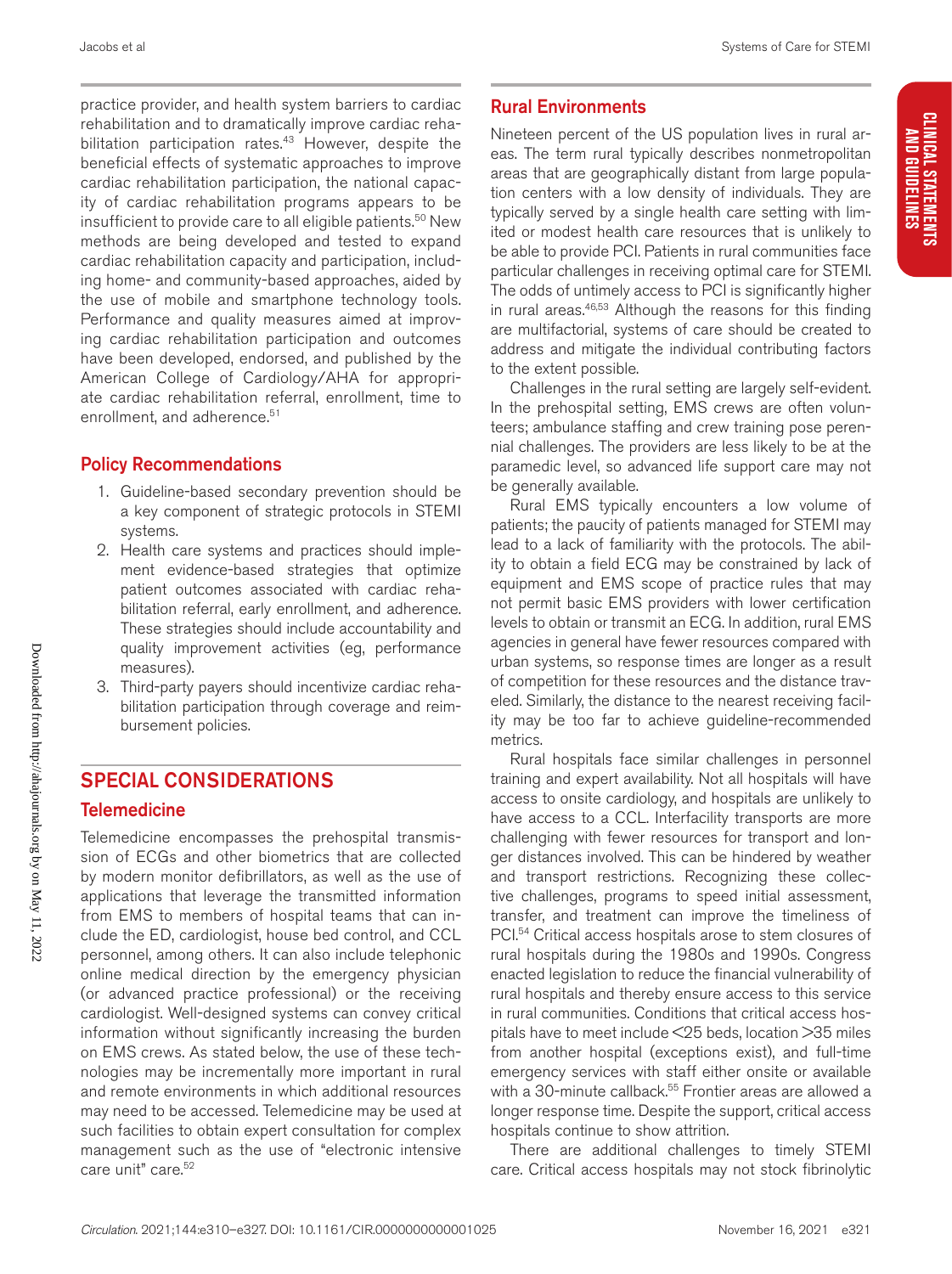practice provider, and health system barriers to cardiac rehabilitation and to dramatically improve cardiac rehabilitation participation rates.[43] However, despite the beneficial effects of systematic approaches to improve cardiac rehabilitation participation, the national capacity of cardiac rehabilitation programs appears to be insufficient to provide care to all eligible patients.[50] New methods are being developed and tested to expand cardiac rehabilitation capacity and participation, including home- and community-based approaches, aided by the use of mobile and smartphone technology tools. Performance and quality measures aimed at improving cardiac rehabilitation participation and outcomes have been developed, endorsed, and published by the American College of Cardiology/AHA for appropriate cardiac rehabilitation referral, enrollment, time to enrollment, and adherence.[51]

### Policy Recommendations

1. Guideline-based secondary prevention should be a key component of strategic protocols in STEMI systems.
2. Health care systems and practices should implement evidence-based strategies that optimize patient outcomes associated with cardiac rehabilitation referral, early enrollment, and adherence. These strategies should include accountability and quality improvement activities (eg, performance measures).
3. Third-party payers should incentivize cardiac rehabilitation participation through coverage and reimbursement policies.

## SPECIAL CONSIDERATIONS

### Telemedicine

Telemedicine encompasses the prehospital transmission of ECGs and other biometrics that are collected by modern monitor defibrillators, as well as the use of applications that leverage the transmitted information from EMS to members of hospital teams that can include the ED, cardiologist, house bed control, and CCL personnel, among others. It can also include telephonic online medical direction by the emergency physician (or advanced practice professional) or the receiving cardiologist. Well-designed systems can convey critical information without significantly increasing the burden on EMS crews. As stated below, the use of these technologies may be incrementally more important in rural and remote environments in which additional resources may need to be accessed. Telemedicine may be used at such facilities to obtain expert consultation for complex management such as the use of "electronic intensive care unit" care.[52]

### Rural Environments

Nineteen percent of the US population lives in rural areas. The term rural typically describes nonmetropolitan areas that are geographically distant from large population centers with a low density of individuals. They are typically served by a single health care setting with limited or modest health care resources that is unlikely to be able to provide PCI. Patients in rural communities face particular challenges in receiving optimal care for STEMI. The odds of untimely access to PCI is significantly higher in rural areas.[46,53] Although the reasons for this finding are multifactorial, systems of care should be created to address and mitigate the individual contributing factors to the extent possible.

Challenges in the rural setting are largely self-evident. In the prehospital setting, EMS crews are often volunteers; ambulance staffing and crew training pose perennial challenges. The providers are less likely to be at the paramedic level, so advanced life support care may not be generally available.

Rural EMS typically encounters a low volume of patients; the paucity of patients managed for STEMI may lead to a lack of familiarity with the protocols. The ability to obtain a field ECG may be constrained by lack of equipment and EMS scope of practice rules that may not permit basic EMS providers with lower certification levels to obtain or transmit an ECG. In addition, rural EMS agencies in general have fewer resources compared with urban systems, so response times are longer as a result of competition for these resources and the distance traveled. Similarly, the distance to the nearest receiving facility may be too far to achieve guideline-recommended metrics.

Rural hospitals face similar challenges in personnel training and expert availability. Not all hospitals will have access to onsite cardiology, and hospitals are unlikely to have access to a CCL. Interfacility transports are more challenging with fewer resources for transport and longer distances involved. This can be hindered by weather and transport restrictions. Recognizing these collective challenges, programs to speed initial assessment, transfer, and treatment can improve the timeliness of PCI.[54] Critical access hospitals arose to stem closures of rural hospitals during the 1980s and 1990s. Congress enacted legislation to reduce the financial vulnerability of rural hospitals and thereby ensure access to this service in rural communities. Conditions that critical access hospitals have to meet include <25 beds, location >35 miles from another hospital (exceptions exist), and full-time emergency services with staff either onsite or available with a 30-minute callback.[55] Frontier areas are allowed a longer response time. Despite the support, critical access hospitals continue to show attrition.

There are additional challenges to timely STEMI care. Critical access hospitals may not stock fibrinolytic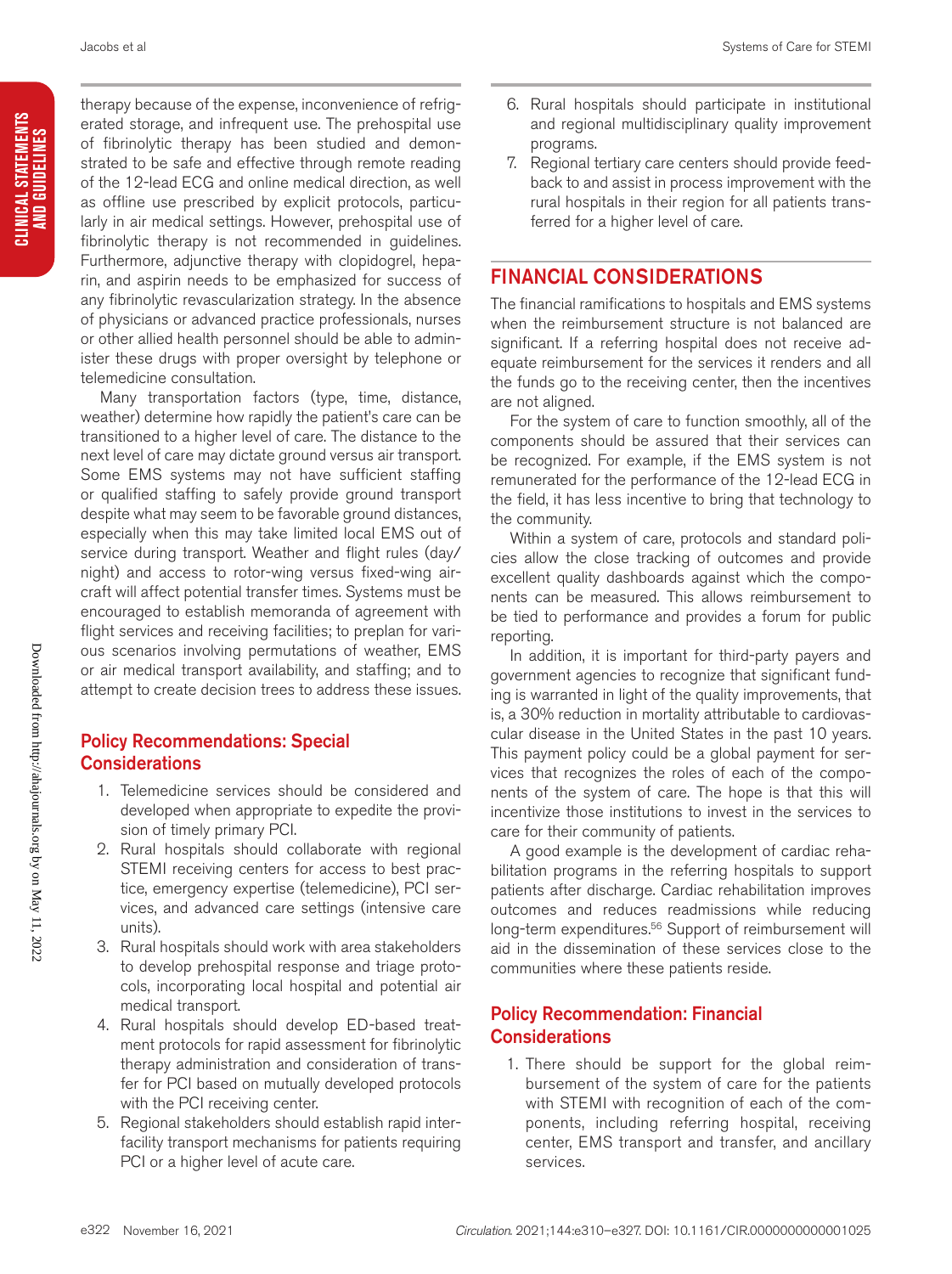therapy because of the expense, inconvenience of refrigerated storage, and infrequent use. The prehospital use of fibrinolytic therapy has been studied and demonstrated to be safe and effective through remote reading of the 12-lead ECG and online medical direction, as well as offline use prescribed by explicit protocols, particularly in air medical settings. However, prehospital use of fibrinolytic therapy is not recommended in guidelines. Furthermore, adjunctive therapy with clopidogrel, heparin, and aspirin needs to be emphasized for success of any fibrinolytic revascularization strategy. In the absence of physicians or advanced practice professionals, nurses or other allied health personnel should be able to administer these drugs with proper oversight by telephone or telemedicine consultation.

Many transportation factors (type, time, distance, weather) determine how rapidly the patient's care can be transitioned to a higher level of care. The distance to the next level of care may dictate ground versus air transport. Some EMS systems may not have sufficient staffing or qualified staffing to safely provide ground transport despite what may seem to be favorable ground distances, especially when this may take limited local EMS out of service during transport. Weather and flight rules (day/night) and access to rotor-wing versus fixed-wing aircraft will affect potential transfer times. Systems must be encouraged to establish memoranda of agreement with flight services and receiving facilities; to preplan for various scenarios involving permutations of weather, EMS or air medical transport availability, and staffing; and to attempt to create decision trees to address these issues.

### Policy Recommendations: Special Considerations

1. Telemedicine services should be considered and developed when appropriate to expedite the provision of timely primary PCI.
2. Rural hospitals should collaborate with regional STEMI receiving centers for access to best practice, emergency expertise (telemedicine), PCI services, and advanced care settings (intensive care units).
3. Rural hospitals should work with area stakeholders to develop prehospital response and triage protocols, incorporating local hospital and potential air medical transport.
4. Rural hospitals should develop ED-based treatment protocols for rapid assessment for fibrinolytic therapy administration and consideration of transfer for PCI based on mutually developed protocols with the PCI receiving center.
5. Regional stakeholders should establish rapid interfacility transport mechanisms for patients requiring PCI or a higher level of acute care.
6. Rural hospitals should participate in institutional and regional multidisciplinary quality improvement programs.
7. Regional tertiary care centers should provide feedback to and assist in process improvement with the rural hospitals in their region for all patients transferred for a higher level of care.

## FINANCIAL CONSIDERATIONS

The financial ramifications to hospitals and EMS systems when the reimbursement structure is not balanced are significant. If a referring hospital does not receive adequate reimbursement for the services it renders and all the funds go to the receiving center, then the incentives are not aligned.

For the system of care to function smoothly, all of the components should be assured that their services can be recognized. For example, if the EMS system is not remunerated for the performance of the 12-lead ECG in the field, it has less incentive to bring that technology to the community.

Within a system of care, protocols and standard policies allow the close tracking of outcomes and provide excellent quality dashboards against which the components can be measured. This allows reimbursement to be tied to performance and provides a forum for public reporting.

In addition, it is important for third-party payers and government agencies to recognize that significant funding is warranted in light of the quality improvements, that is, a 30% reduction in mortality attributable to cardiovascular disease in the United States in the past 10 years. This payment policy could be a global payment for services that recognizes the roles of each of the components of the system of care. The hope is that this will incentivize those institutions to invest in the services to care for their community of patients.

A good example is the development of cardiac rehabilitation programs in the referring hospitals to support patients after discharge. Cardiac rehabilitation improves outcomes and reduces readmissions while reducing long-term expenditures.[56] Support of reimbursement will aid in the dissemination of these services close to the communities where these patients reside.

### Policy Recommendation: Financial Considerations

1. There should be support for the global reimbursement of the system of care for the patients with STEMI with recognition of each of the components, including referring hospital, receiving center, EMS transport and transfer, and ancillary services.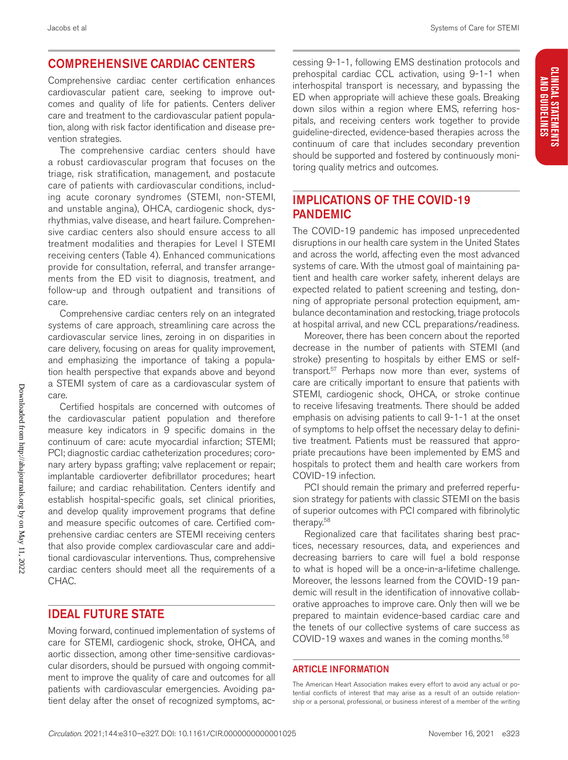## COMPREHENSIVE CARDIAC CENTERS

Comprehensive cardiac center certification enhances cardiovascular patient care, seeking to improve outcomes and quality of life for patients. Centers deliver care and treatment to the cardiovascular patient population, along with risk factor identification and disease prevention strategies.

The comprehensive cardiac centers should have a robust cardiovascular program that focuses on the triage, risk stratification, management, and postacute care of patients with cardiovascular conditions, including acute coronary syndromes (STEMI, non-STEMI, and unstable angina), OHCA, cardiogenic shock, dysrhythmias, valve disease, and heart failure. Comprehensive cardiac centers also should ensure access to all treatment modalities and therapies for Level I STEMI receiving centers (Table 4). Enhanced communications provide for consultation, referral, and transfer arrangements from the ED visit to diagnosis, treatment, and follow-up and through outpatient and transitions of care.

Comprehensive cardiac centers rely on an integrated systems of care approach, streamlining care across the cardiovascular service lines, zeroing in on disparities in care delivery, focusing on areas for quality improvement, and emphasizing the importance of taking a population health perspective that expands above and beyond a STEMI system of care as a cardiovascular system of care.

Certified hospitals are concerned with outcomes of the cardiovascular patient population and therefore measure key indicators in 9 specific domains in the continuum of care: acute myocardial infarction; STEMI; PCI; diagnostic cardiac catheterization procedures; coronary artery bypass grafting; valve replacement or repair; implantable cardioverter defibrillator procedures; heart failure; and cardiac rehabilitation. Centers identify and establish hospital-specific goals, set clinical priorities, and develop quality improvement programs that define and measure specific outcomes of care. Certified comprehensive cardiac centers are STEMI receiving centers that also provide complex cardiovascular care and additional cardiovascular interventions. Thus, comprehensive cardiac centers should meet all the requirements of a CHAC.

## IDEAL FUTURE STATE

Moving forward, continued implementation of systems of care for STEMI, cardiogenic shock, stroke, OHCA, and aortic dissection, among other time-sensitive cardiovascular disorders, should be pursued with ongoing commitment to improve the quality of care and outcomes for all patients with cardiovascular emergencies. Avoiding patient delay after the onset of recognized symptoms, accessing 9-1-1, following EMS destination protocols and prehospital cardiac CCL activation, using 9-1-1 when interhospital transport is necessary, and bypassing the ED when appropriate will achieve these goals. Breaking down silos within a region where EMS, referring hospitals, and receiving centers work together to provide guideline-directed, evidence-based therapies across the continuum of care that includes secondary prevention should be supported and fostered by continuously monitoring quality metrics and outcomes.

## IMPLICATIONS OF THE COVID-19 PANDEMIC

The COVID-19 pandemic has imposed unprecedented disruptions in our health care system in the United States and across the world, affecting even the most advanced systems of care. With the utmost goal of maintaining patient and health care worker safety, inherent delays are expected related to patient screening and testing, donning of appropriate personal protection equipment, ambulance decontamination and restocking, triage protocols at hospital arrival, and new CCL preparations/readiness.

Moreover, there has been concern about the reported decrease in the number of patients with STEMI (and stroke) presenting to hospitals by either EMS or self-transport.[57] Perhaps now more than ever, systems of care are critically important to ensure that patients with STEMI, cardiogenic shock, OHCA, or stroke continue to receive lifesaving treatments. There should be added emphasis on advising patients to call 9-1-1 at the onset of symptoms to help offset the necessary delay to definitive treatment. Patients must be reassured that appropriate precautions have been implemented by EMS and hospitals to protect them and health care workers from COVID-19 infection.

PCI should remain the primary and preferred reperfusion strategy for patients with classic STEMI on the basis of superior outcomes with PCI compared with fibrinolytic therapy.[58]

Regionalized care that facilitates sharing best practices, necessary resources, data, and experiences and decreasing barriers to care will fuel a bold response to what is hoped will be a once-in-a-lifetime challenge. Moreover, the lessons learned from the COVID-19 pandemic will result in the identification of innovative collaborative approaches to improve care. Only then will we be prepared to maintain evidence-based cardiac care and the tenets of our collective systems of care success as COVID-19 waxes and wanes in the coming months.[58]

## ARTICLE INFORMATION

The American Heart Association makes every effort to avoid any actual or potential conflicts of interest that may arise as a result of an outside relationship or a personal, professional, or business interest of a member of the writing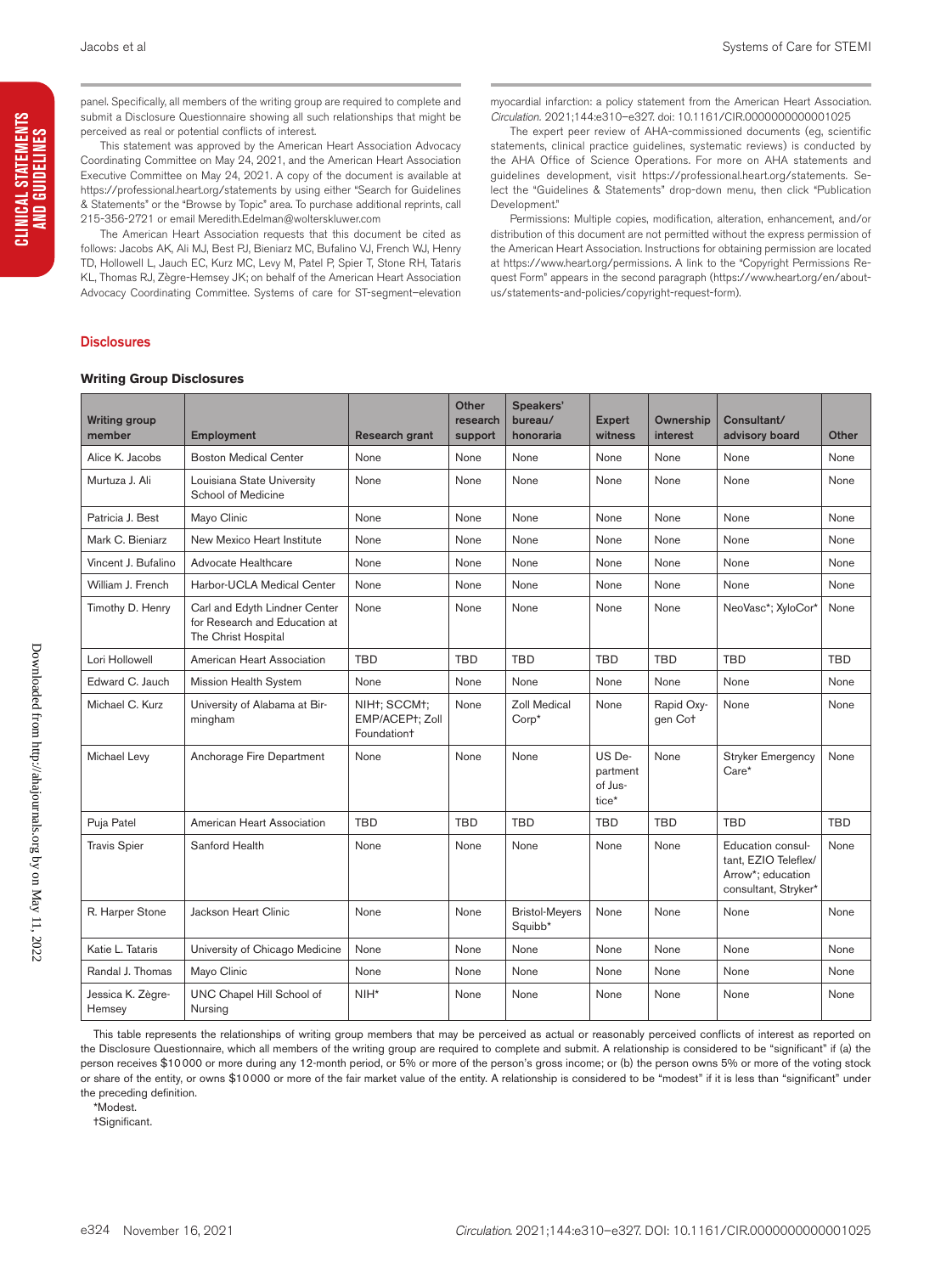panel. Specifically, all members of the writing group are required to complete and submit a Disclosure Questionnaire showing all such relationships that might be perceived as real or potential conflicts of interest.

This statement was approved by the American Heart Association Advocacy Coordinating Committee on May 24, 2021, and the American Heart Association Executive Committee on May 24, 2021. A copy of the document is available at https://professional.heart.org/statements by using either "Search for Guidelines & Statements" or the "Browse by Topic" area. To purchase additional reprints, call 215-356-2721 or email Meredith.Edelman@wolterskluwer.com

The American Heart Association requests that this document be cited as follows: Jacobs AK, Ali MJ, Best PJ, Bieniarz MC, Bufalino VJ, French WJ, Henry TD, Hollowell L, Jauch EC, Kurz MC, Levy M, Patel P, Spier T, Stone RH, Tataris KL, Thomas RJ, Zègre-Hemsey JK; on behalf of the American Heart Association Advocacy Coordinating Committee. Systems of care for ST-segment–elevation myocardial infarction: a policy statement from the American Heart Association. *Circulation*. 2021;144:e310–e327. doi: 10.1161/CIR.0000000000001025

The expert peer review of AHA-commissioned documents (eg, scientific statements, clinical practice guidelines, systematic reviews) is conducted by the AHA Office of Science Operations. For more on AHA statements and guidelines development, visit https://professional.heart.org/statements. Select the "Guidelines & Statements" drop-down menu, then click "Publication Development."

Permissions: Multiple copies, modification, alteration, enhancement, and/or distribution of this document are not permitted without the express permission of the American Heart Association. Instructions for obtaining permission are located at https://www.heart.org/permissions. A link to the "Copyright Permissions Request Form" appears in the second paragraph (https://www.heart.org/en/about-us/statements-and-policies/copyright-request-form).

## Disclosures

### Writing Group Disclosures

| Writing group member | Employment | Research grant | Other research support | Speakers' bureau/ honoraria | Expert witness | Ownership interest | Consultant/ advisory board | Other |
|---|---|---|---|---|---|---|---|---|
| Alice K. Jacobs | Boston Medical Center | None | None | None | None | None | None | None |
| Murtuza J. Ali | Louisiana State University School of Medicine | None | None | None | None | None | None | None |
| Patricia J. Best | Mayo Clinic | None | None | None | None | None | None | None |
| Mark C. Bieniarz | New Mexico Heart Institute | None | None | None | None | None | None | None |
| Vincent J. Bufalino | Advocate Healthcare | None | None | None | None | None | None | None |
| William J. French | Harbor-UCLA Medical Center | None | None | None | None | None | None | None |
| Timothy D. Henry | Carl and Edyth Lindner Center for Research and Education at The Christ Hospital | None | None | None | None | None | NeoVasc*; XyloCor* | None |
| Lori Hollowell | American Heart Association | TBD | TBD | TBD | TBD | TBD | TBD | TBD |
| Edward C. Jauch | Mission Health System | None | None | None | None | None | None | None |
| Michael C. Kurz | University of Alabama at Birmingham | NIH†; SCCM†; EMP/ACEP†; Zoll Foundation† | None | Zoll Medical Corp* | None | Rapid Oxygen Co† | None | None |
| Michael Levy | Anchorage Fire Department | None | None | None | US Department of Justice* | None | Stryker Emergency Care* | None |
| Puja Patel | American Heart Association | TBD | TBD | TBD | TBD | TBD | TBD | TBD |
| Travis Spier | Sanford Health | None | None | None | None | None | Education consultant, EZIO Teleflex/ Arrow*; education consultant, Stryker* | None |
| R. Harper Stone | Jackson Heart Clinic | None | None | Bristol-Meyers Squibb* | None | None | None | None |
| Katie L. Tataris | University of Chicago Medicine | None | None | None | None | None | None | None |
| Randal J. Thomas | Mayo Clinic | None | None | None | None | None | None | None |
| Jessica K. Zègre-Hemsey | UNC Chapel Hill School of Nursing | NIH* | None | None | None | None | None | None |

This table represents the relationships of writing group members that may be perceived as actual or reasonably perceived conflicts of interest as reported on the Disclosure Questionnaire, which all members of the writing group are required to complete and submit. A relationship is considered to be "significant" if (a) the person receives $10 000 or more during any 12-month period, or 5% or more of the person's gross income; or (b) the person owns 5% or more of the voting stock or share of the entity, or owns $10 000 or more of the fair market value of the entity. A relationship is considered to be "modest" if it is less than "significant" under the preceding definition.

*Modest.

†Significant.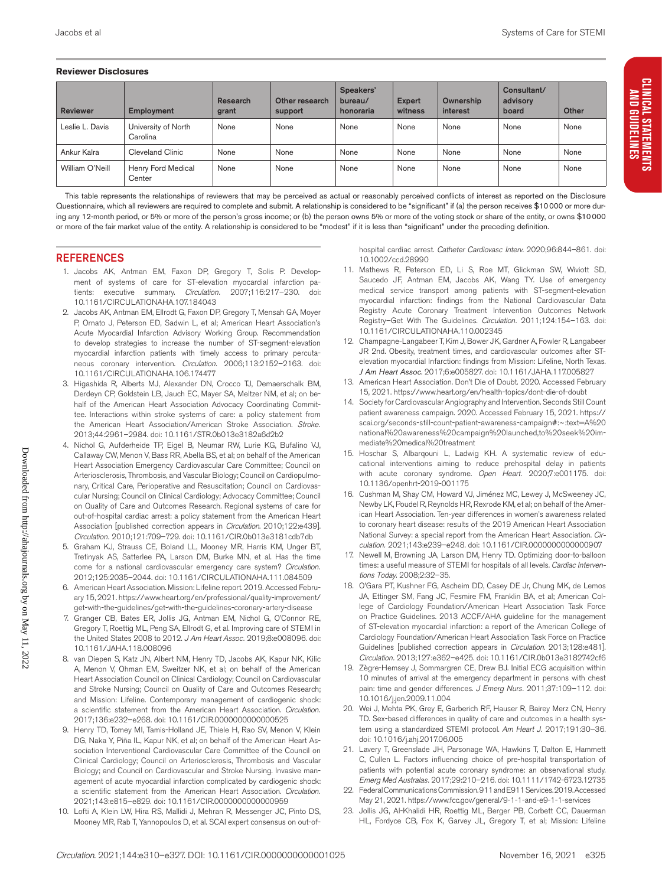### Reviewer Disclosures

| Reviewer | Employment | Research grant | Other research support | Speakers' bureau/ honoraria | Expert witness | Ownership interest | Consultant/ advisory board | Other |
|---|---|---|---|---|---|---|---|---|
| Leslie L. Davis | University of North Carolina | None | None | None | None | None | None | None |
| Ankur Kalra | Cleveland Clinic | None | None | None | None | None | None | None |
| William O'Neill | Henry Ford Medical Center | None | None | None | None | None | None | None |

This table represents the relationships of reviewers that may be perceived as actual or reasonably perceived conflicts of interest as reported on the Disclosure Questionnaire, which all reviewers are required to complete and submit. A relationship is considered to be "significant" if (a) the person receives $10 000 or more during any 12-month period, or 5% or more of the person's gross income; or (b) the person owns 5% or more of the voting stock or share of the entity, or owns $10 000 or more of the fair market value of the entity. A relationship is considered to be "modest" if it is less than "significant" under the preceding definition.

## REFERENCES

1. Jacobs AK, Antman EM, Faxon DP, Gregory T, Solis P. Development of systems of care for ST-elevation myocardial infarction patients: executive summary. *Circulation.* 2007;116:217–230. doi: 10.1161/CIRCULATIONAHA.107.184043
2. Jacobs AK, Antman EM, Ellrodt G, Faxon DP, Gregory T, Mensah GA, Moyer P, Ornato J, Peterson ED, Sadwin L, et al; American Heart Association's Acute Myocardial Infarction Advisory Working Group. Recommendation to develop strategies to increase the number of ST-segment-elevation myocardial infarction patients with timely access to primary percutaneous coronary intervention. *Circulation.* 2006;113:2152–2163. doi: 10.1161/CIRCULATIONAHA.106.174477
3. Higashida R, Alberts MJ, Alexander DN, Crocco TJ, Demaerschalk BM, Derdeyn CP, Goldstein LB, Jauch EC, Mayer SA, Meltzer NM, et al; on behalf of the American Heart Association Advocacy Coordinating Committee. Interactions within stroke systems of care: a policy statement from the American Heart Association/American Stroke Association. *Stroke.* 2013;44:2961–2984. doi: 10.1161/STR.0b013e3182a6d2b2
4. Nichol G, Aufderheide TP, Eigel B, Neumar RW, Lurie KG, Bufalino VJ, Callaway CW, Menon V, Bass RR, Abella BS, et al; on behalf of the American Heart Association Emergency Cardiovascular Care Committee; Council on Arteriosclerosis, Thrombosis, and Vascular Biology; Council on Cardiopulmonary, Critical Care, Perioperative and Resuscitation; Council on Cardiovascular Nursing; Council on Clinical Cardiology; Advocacy Committee; Council on Quality of Care and Outcomes Research. Regional systems of care for out-of-hospital cardiac arrest: a policy statement from the American Heart Association [published correction appears in *Circulation.* 2010;122:e439]. *Circulation.* 2010;121:709–729. doi: 10.1161/CIR.0b013e3181cdb7db
5. Graham KJ, Strauss CE, Boland LL, Mooney MR, Harris KM, Unger BT, Tretinyak AS, Satterlee PA, Larson DM, Burke MN, et al. Has the time come for a national cardiovascular emergency care system? *Circulation.* 2012;125:2035–2044. doi: 10.1161/CIRCULATIONAHA.111.084509
6. American Heart Association. Mission: Lifeline report. 2019. Accessed February 15, 2021. https://www.heart.org/en/professional/quality-improvement/get-with-the-guidelines/get-with-the-guidelines-coronary-artery-disease
7. Granger CB, Bates ER, Jollis JG, Antman EM, Nichol G, O'Connor RE, Gregory T, Roettig ML, Peng SA, Ellrodt G, et al. Improving care of STEMI in the United States 2008 to 2012. *J Am Heart Assoc.* 2019;8:e008096. doi: 10.1161/JAHA.118.008096
8. van Diepen S, Katz JN, Albert NM, Henry TD, Jacobs AK, Kapur NK, Kilic A, Menon V, Ohman EM, Sweitzer NK, et al; on behalf of the American Heart Association Council on Clinical Cardiology; Council on Cardiovascular and Stroke Nursing; Council on Quality of Care and Outcomes Research; and Mission: Lifeline. Contemporary management of cardiogenic shock: a scientific statement from the American Heart Association. *Circulation.* 2017;136:e232–e268. doi: 10.1161/CIR.0000000000000525
9. Henry TD, Tomey MI, Tamis-Holland JE, Thiele H, Rao SV, Menon V, Klein DG, Naka Y, Piña IL, Kapur NK, et al; on behalf of the American Heart Association Interventional Cardiovascular Care Committee of the Council on Clinical Cardiology; Council on Arteriosclerosis, Thrombosis and Vascular Biology; and Council on Cardiovascular and Stroke Nursing. Invasive management of acute myocardial infarction complicated by cardiogenic shock: a scientific statement from the American Heart Association. *Circulation.* 2021;143:e815–e829. doi: 10.1161/CIR.0000000000000959
10. Lotfi A, Klein LW, Hira RS, Mallidi J, Mehran R, Messenger JC, Pinto DS, Mooney MR, Rab T, Yannopoulos D, et al. SCAI expert consensus on out-of-hospital cardiac arrest. *Catheter Cardiovasc Interv.* 2020;96:844–861. doi: 10.1002/ccd.28990
11. Mathews R, Peterson ED, Li S, Roe MT, Glickman SW, Wiviott SD, Saucedo JF, Antman EM, Jacobs AK, Wang TY. Use of emergency medical service transport among patients with ST-segment-elevation myocardial infarction: findings from the National Cardiovascular Data Registry Acute Coronary Treatment Intervention Outcomes Network Registry–Get With The Guidelines. *Circulation.* 2011;124:154–163. doi: 10.1161/CIRCULATIONAHA.110.002345
12. Champagne-Langabeer T, Kim J, Bower JK, Gardner A, Fowler R, Langabeer JR 2nd. Obesity, treatment times, and cardiovascular outcomes after ST-elevation myocardial Infarction: findings from Mission: Lifeline, North Texas. *J Am Heart Assoc.* 2017;6:e005827. doi: 10.1161/JAHA.117.005827
13. American Heart Association. Don't Die of Doubt. 2020. Accessed February 15, 2021. https://www.heart.org/en/health-topics/dont-die-of-doubt
14. Society for Cardiovascular Angiography and Intervention. Seconds Still Count patient awareness campaign. 2020. Accessed February 15, 2021. https://scai.org/seconds-still-count-patient-awareness-campaign#:~:text=A%20national%20awareness%20campaign%20launched,to%20seek%20immediate%20medical%20treatment
15. Hoschar S, Albarqouni L, Ladwig KH. A systematic review of educational interventions aiming to reduce prehospital delay in patients with acute coronary syndrome. *Open Heart.* 2020;7:e001175. doi: 10.1136/openhrt-2019-001175
16. Cushman M, Shay CM, Howard VJ, Jiménez MC, Lewey J, McSweeney JC, Newby LK, Poudel R, Reynolds HR, Rexrode KM, et al; on behalf of the American Heart Association. Ten-year differences in women's awareness related to coronary heart disease: results of the 2019 American Heart Association National Survey: a special report from the American Heart Association. *Circulation.* 2021;143:e239–e248. doi: 10.1161/CIR.0000000000000907
17. Newell M, Browning JA, Larson DM, Henry TD. Optimizing door-to-balloon times: a useful measure of STEMI for hospitals of all levels. *Cardiac Interventions Today.* 2008;2:32–35.
18. O'Gara PT, Kushner FG, Ascheim DD, Casey DE Jr, Chung MK, de Lemos JA, Ettinger SM, Fang JC, Fesmire FM, Franklin BA, et al; American College of Cardiology Foundation/American Heart Association Task Force on Practice Guidelines. 2013 ACCF/AHA guideline for the management of ST-elevation myocardial infarction: a report of the American College of Cardiology Foundation/American Heart Association Task Force on Practice Guidelines [published correction appears in *Circulation.* 2013;128:e481]. *Circulation.* 2013;127:e362–e425. doi: 10.1161/CIR.0b013e3182742cf6
19. Zègre-Hemsey J, Sommargren CE, Drew BJ. Initial ECG acquisition within 10 minutes of arrival at the emergency department in persons with chest pain: time and gender differences. *J Emerg Nurs.* 2011;37:109–112. doi: 10.1016/j.jen.2009.11.004
20. Wei J, Mehta PK, Grey E, Garberich RF, Hauser R, Bairey Merz CN, Henry TD. Sex-based differences in quality of care and outcomes in a health system using a standardized STEMI protocol. *Am Heart J.* 2017;191:30–36. doi: 10.1016/j.ahj.2017.06.005
21. Lavery T, Greenslade JH, Parsonage WA, Hawkins T, Dalton E, Hammett C, Cullen L. Factors influencing choice of pre-hospital transportation of patients with potential acute coronary syndrome: an observational study. *Emerg Med Australas.* 2017;29:210–216. doi: 10.1111/1742-6723.12735
22. Federal Communications Commission. 911 and E911 Services. 2019. Accessed May 21, 2021. https://www.fcc.gov/general/9-1-1-and-e9-1-1-services
23. Jollis JG, Al-Khalidi HR, Roettig ML, Berger PB, Corbett CC, Dauerman HL, Fordyce CB, Fox K, Garvey JL, Gregory T, et al; Mission: Lifeline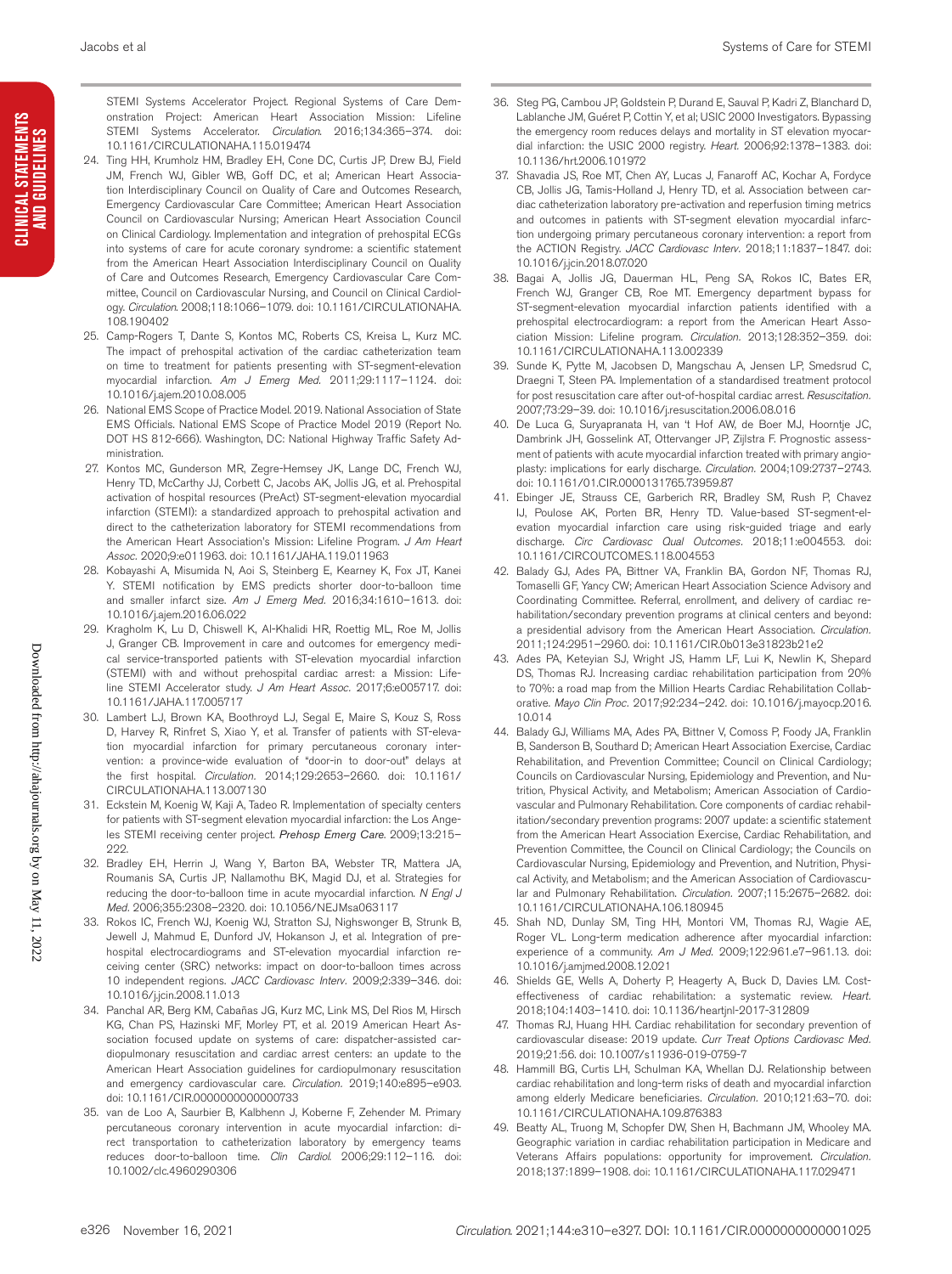STEMI Systems Accelerator Project. Regional Systems of Care Demonstration Project: American Heart Association Mission: Lifeline STEMI Systems Accelerator. *Circulation*. 2016;134:365–374. doi: 10.1161/CIRCULATIONAHA.115.019474

24. Ting HH, Krumholz HM, Bradley EH, Cone DC, Curtis JP, Drew BJ, Field JM, French WJ, Gibler WB, Goff DC, et al; American Heart Association Interdisciplinary Council on Quality of Care and Outcomes Research, Emergency Cardiovascular Care Committee; American Heart Association Council on Cardiovascular Nursing; American Heart Association Council on Clinical Cardiology. Implementation and integration of prehospital ECGs into systems of care for acute coronary syndrome: a scientific statement from the American Heart Association Interdisciplinary Council on Quality of Care and Outcomes Research, Emergency Cardiovascular Care Committee, Council on Cardiovascular Nursing, and Council on Clinical Cardiology. *Circulation*. 2008;118:1066–1079. doi: 10.1161/CIRCULATIONAHA.108.190402
25. Camp-Rogers T, Dante S, Kontos MC, Roberts CS, Kreisa L, Kurz MC. The impact of prehospital activation of the cardiac catheterization team on time to treatment for patients presenting with ST-segment-elevation myocardial infarction. *Am J Emerg Med*. 2011;29:1117–1124. doi: 10.1016/j.ajem.2010.08.005
26. National EMS Scope of Practice Model. 2019. National Association of State EMS Officials. National EMS Scope of Practice Model 2019 (Report No. DOT HS 812-666). Washington, DC: National Highway Traffic Safety Administration.
27. Kontos MC, Gunderson MR, Zegre-Hemsey JK, Lange DC, French WJ, Henry TD, McCarthy JJ, Corbett C, Jacobs AK, Jollis JG, et al. Prehospital activation of hospital resources (PreAct) ST-segment-elevation myocardial infarction (STEMI): a standardized approach to prehospital activation and direct to the catheterization laboratory for STEMI recommendations from the American Heart Association's Mission: Lifeline Program. *J Am Heart Assoc*. 2020;9:e011963. doi: 10.1161/JAHA.119.011963
28. Kobayashi A, Misumida N, Aoi S, Steinberg E, Kearney K, Fox JT, Kanei Y. STEMI notification by EMS predicts shorter door-to-balloon time and smaller infarct size. *Am J Emerg Med*. 2016;34:1610–1613. doi: 10.1016/j.ajem.2016.06.022
29. Kragholm K, Lu D, Chiswell K, Al-Khalidi HR, Roettig ML, Roe M, Jollis J, Granger CB. Improvement in care and outcomes for emergency medical service-transported patients with ST-elevation myocardial infarction (STEMI) with and without prehospital cardiac arrest: a Mission: Lifeline STEMI Accelerator study. *J Am Heart Assoc*. 2017;6:e005717. doi: 10.1161/JAHA.117.005717
30. Lambert LJ, Brown KA, Boothroyd LJ, Segal E, Maire S, Kouz S, Ross D, Harvey R, Rinfret S, Xiao Y, et al. Transfer of patients with ST-elevation myocardial infarction for primary percutaneous coronary intervention: a province-wide evaluation of "door-in to door-out" delays at the first hospital. *Circulation*. 2014;129:2653–2660. doi: 10.1161/CIRCULATIONAHA.113.007130
31. Eckstein M, Koenig W, Kaji A, Tadeo R. Implementation of specialty centers for patients with ST-segment elevation myocardial infarction: the Los Angeles STEMI receiving center project. *Prehosp Emerg Care*. 2009;13:215–222.
32. Bradley EH, Herrin J, Wang Y, Barton BA, Webster TR, Mattera JA, Roumanis SA, Curtis JP, Nallamothu BK, Magid DJ, et al. Strategies for reducing the door-to-balloon time in acute myocardial infarction. *N Engl J Med*. 2006;355:2308–2320. doi: 10.1056/NEJMsa063117
33. Rokos IC, French WJ, Koenig WJ, Stratton SJ, Nighswonger B, Strunk B, Jewell J, Mahmud E, Dunford JV, Hokanson J, et al. Integration of prehospital electrocardiograms and ST-elevation myocardial infarction receiving center (SRC) networks: impact on door-to-balloon times across 10 independent regions. *JACC Cardiovasc Interv*. 2009;2:339–346. doi: 10.1016/j.jcin.2008.11.013
34. Panchal AR, Berg KM, Cabañas JG, Kurz MC, Link MS, Del Rios M, Hirsch KG, Chan PS, Hazinski MF, Morley PT, et al. 2019 American Heart Association focused update on systems of care: dispatcher-assisted cardiopulmonary resuscitation and cardiac arrest centers: an update to the American Heart Association guidelines for cardiopulmonary resuscitation and emergency cardiovascular care. *Circulation*. 2019;140:e895–e903. doi: 10.1161/CIR.0000000000000733
35. van de Loo A, Saurbier B, Kalbhenn J, Koberne F, Zehender M. Primary percutaneous coronary intervention in acute myocardial infarction: direct transportation to catheterization laboratory by emergency teams reduces door-to-balloon time. *Clin Cardiol*. 2006;29:112–116. doi: 10.1002/clc.4960290306
36. Steg PG, Cambou JP, Goldstein P, Durand E, Sauval P, Kadri Z, Blanchard D, Lablanche JM, Guéret P, Cottin Y, et al; USIC 2000 Investigators. Bypassing the emergency room reduces delays and mortality in ST elevation myocardial infarction: the USIC 2000 registry. *Heart*. 2006;92:1378–1383. doi: 10.1136/hrt.2006.101972
37. Shavadia JS, Roe MT, Chen AY, Lucas J, Fanaroff AC, Kochar A, Fordyce CB, Jollis JG, Tamis-Holland J, Henry TD, et al. Association between cardiac catheterization laboratory pre-activation and reperfusion timing metrics and outcomes in patients with ST-segment elevation myocardial infarction undergoing primary percutaneous coronary intervention: a report from the ACTION Registry. *JACC Cardiovasc Interv*. 2018;11:1837–1847. doi: 10.1016/j.jcin.2018.07.020
38. Bagai A, Jollis JG, Dauerman HL, Peng SA, Rokos IC, Bates ER, French WJ, Granger CB, Roe MT. Emergency department bypass for ST-segment-elevation myocardial infarction patients identified with a prehospital electrocardiogram: a report from the American Heart Association Mission: Lifeline program. *Circulation*. 2013;128:352–359. doi: 10.1161/CIRCULATIONAHA.113.002339
39. Sunde K, Pytte M, Jacobsen D, Mangschau A, Jensen LP, Smedsrud C, Draegni T, Steen PA. Implementation of a standardised treatment protocol for post resuscitation care after out-of-hospital cardiac arrest. *Resuscitation*. 2007;73:29–39. doi: 10.1016/j.resuscitation.2006.08.016
40. De Luca G, Suryapranata H, van 't Hof AW, de Boer MJ, Hoorntje JC, Dambrink JH, Gosselink AT, Ottervanger JP, Zijlstra F. Prognostic assessment of patients with acute myocardial infarction treated with primary angioplasty: implications for early discharge. *Circulation*. 2004;109:2737–2743. doi: 10.1161/01.CIR.0000131765.73959.87
41. Ebinger JE, Strauss CE, Garberich RR, Bradley SM, Rush P, Chavez IJ, Poulose AK, Porten BR, Henry TD. Value-based ST-segment-elevation myocardial infarction care using risk-guided triage and early discharge. *Circ Cardiovasc Qual Outcomes*. 2018;11:e004553. doi: 10.1161/CIRCOUTCOMES.118.004553
42. Balady GJ, Ades PA, Bittner VA, Franklin BA, Gordon NF, Thomas RJ, Tomaselli GF, Yancy CW; American Heart Association Science Advisory and Coordinating Committee. Referral, enrollment, and delivery of cardiac rehabilitation/secondary prevention programs at clinical centers and beyond: a presidential advisory from the American Heart Association. *Circulation*. 2011;124:2951–2960. doi: 10.1161/CIR.0b013e31823b21e2
43. Ades PA, Keteyian SJ, Wright JS, Hamm LF, Lui K, Newlin K, Shepard DS, Thomas RJ. Increasing cardiac rehabilitation participation from 20% to 70%: a road map from the Million Hearts Cardiac Rehabilitation Collaborative. *Mayo Clin Proc*. 2017;92:234–242. doi: 10.1016/j.mayocp.2016.10.014
44. Balady GJ, Williams MA, Ades PA, Bittner V, Comoss P, Foody JA, Franklin B, Sanderson B, Southard D; American Heart Association Exercise, Cardiac Rehabilitation, and Prevention Committee; Council on Clinical Cardiology; Councils on Cardiovascular Nursing, Epidemiology and Prevention, and Nutrition, Physical Activity, and Metabolism; American Association of Cardiovascular and Pulmonary Rehabilitation. Core components of cardiac rehabilitation/secondary prevention programs: 2007 update: a scientific statement from the American Heart Association Exercise, Cardiac Rehabilitation, and Prevention Committee, the Council on Clinical Cardiology; the Councils on Cardiovascular Nursing, Epidemiology and Prevention, and Nutrition, Physical Activity, and Metabolism; and the American Association of Cardiovascular and Pulmonary Rehabilitation. *Circulation*. 2007;115:2675–2682. doi: 10.1161/CIRCULATIONAHA.106.180945
45. Shah ND, Dunlay SM, Ting HH, Montori VM, Thomas RJ, Wagie AE, Roger VL. Long-term medication adherence after myocardial infarction: experience of a community. *Am J Med*. 2009;122:961.e7–961.13. doi: 10.1016/j.amjmed.2008.12.021
46. Shields GE, Wells A, Doherty P, Heagerty A, Buck D, Davies LM. Cost-effectiveness of cardiac rehabilitation: a systematic review. *Heart*. 2018;104:1403–1410. doi: 10.1136/heartjnl-2017-312809
47. Thomas RJ, Huang HH. Cardiac rehabilitation for secondary prevention of cardiovascular disease: 2019 update. *Curr Treat Options Cardiovasc Med*. 2019;21:56. doi: 10.1007/s11936-019-0759-7
48. Hammill BG, Curtis LH, Schulman KA, Whellan DJ. Relationship between cardiac rehabilitation and long-term risks of death and myocardial infarction among elderly Medicare beneficiaries. *Circulation*. 2010;121:63–70. doi: 10.1161/CIRCULATIONAHA.109.876383
49. Beatty AL, Truong M, Schopfer DW, Shen H, Bachmann JM, Whooley MA. Geographic variation in cardiac rehabilitation participation in Medicare and Veterans Affairs populations: opportunity for improvement. *Circulation*. 2018;137:1899–1908. doi: 10.1161/CIRCULATIONAHA.117.029471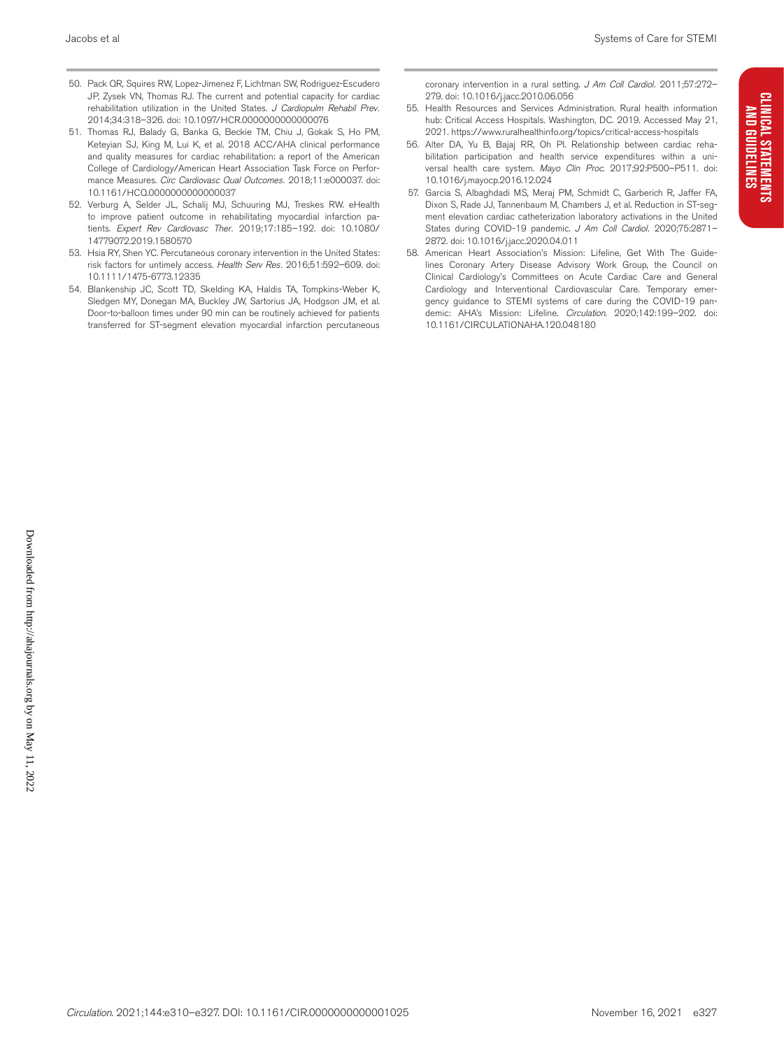50. Pack QR, Squires RW, Lopez-Jimenez F, Lichtman SW, Rodriguez-Escudero JP, Zysek VN, Thomas RJ. The current and potential capacity for cardiac rehabilitation utilization in the United States. *J Cardiopulm Rehabil Prev*. 2014;34:318–326. doi: 10.1097/HCR.0000000000000076
51. Thomas RJ, Balady G, Banka G, Beckie TM, Chiu J, Gokak S, Ho PM, Keteyian SJ, King M, Lui K, et al. 2018 ACC/AHA clinical performance and quality measures for cardiac rehabilitation: a report of the American College of Cardiology/American Heart Association Task Force on Performance Measures. *Circ Cardiovasc Qual Outcomes*. 2018;11:e000037. doi: 10.1161/HCQ.0000000000000037
52. Verburg A, Selder JL, Schalij MJ, Schuuring MJ, Treskes RW. eHealth to improve patient outcome in rehabilitating myocardial infarction patients. *Expert Rev Cardiovasc Ther*. 2019;17:185–192. doi: 10.1080/14779072.2019.1580570
53. Hsia RY, Shen YC. Percutaneous coronary intervention in the United States: risk factors for untimely access. *Health Serv Res*. 2016;51:592–609. doi: 10.1111/1475-6773.12335
54. Blankenship JC, Scott TD, Skelding KA, Haldis TA, Tompkins-Weber K, Sledgen MY, Donegan MA, Buckley JW, Sartorius JA, Hodgson JM, et al. Door-to-balloon times under 90 min can be routinely achieved for patients transferred for ST-segment elevation myocardial infarction percutaneous coronary intervention in a rural setting. *J Am Coll Cardiol*. 2011;57:272–279. doi: 10.1016/j.jacc.2010.06.056
55. Health Resources and Services Administration. Rural health information hub: Critical Access Hospitals. Washington, DC. 2019. Accessed May 21, 2021. https://www.ruralhealthinfo.org/topics/critical-access-hospitals
56. Alter DA, Yu B, Bajaj RR, Oh PI. Relationship between cardiac rehabilitation participation and health service expenditures within a universal health care system. *Mayo Clin Proc*. 2017;92:P500–P511. doi: 10.1016/j.mayocp.2016.12.024
57. Garcia S, Albaghdadi MS, Meraj PM, Schmidt C, Garberich R, Jaffer FA, Dixon S, Rade JJ, Tannenbaum M, Chambers J, et al. Reduction in ST-segment elevation cardiac catheterization laboratory activations in the United States during COVID-19 pandemic. *J Am Coll Cardiol*. 2020;75:2871–2872. doi: 10.1016/j.jacc.2020.04.011
58. American Heart Association's Mission: Lifeline, Get With The Guidelines Coronary Artery Disease Advisory Work Group, the Council on Clinical Cardiology's Committees on Acute Cardiac Care and General Cardiology and Interventional Cardiovascular Care. Temporary emergency guidance to STEMI systems of care during the COVID-19 pandemic: AHA's Mission: Lifeline. *Circulation*. 2020;142:199–202. doi: 10.1161/CIRCULATIONAHA.120.048180